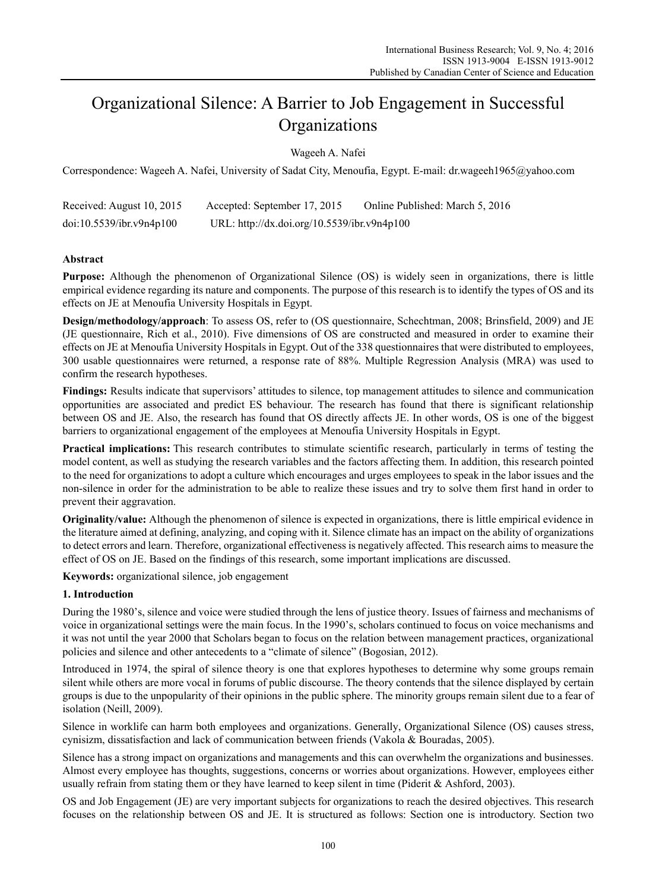# Organizational Silence: A Barrier to Job Engagement in Successful Organizations

Wageeh A. Nafei

Correspondence: Wageeh A. Nafei, University of Sadat City, Menoufia, Egypt. E-mail: dr.wageeh1965@yahoo.com

Received: August 10, 2015 Accepted: September 17, 2015 Online Published: March 5, 2016

doi:10.5539/ibr.v9n4p100 URL: http://dx.doi.org/10.5539/ibr.v9n4p100

## Abstract

**Purpose:** Although the phenomenon of Organizational Silence (OS) is widely seen in organizations, there is little empirical evidence regarding its nature and components. The purpose of this research is to identify the types of OS and its effects on JE at Menoufia University Hospitals in Egypt.

**Design/methodology/approach**: To assess OS, refer to (OS questionnaire, Schechtman, 2008; Brinsfield, 2009) and JE (JE questionnaire, Rich et al., 2010). Five dimensions of OS are constructed and measured in order to examine their effects on JE at Menoufia University Hospitals in Egypt. Out of the 338 questionnaires that were distributed to employees, 300 usable questionnaires were returned, a response rate of 88%. Multiple Regression Analysis (MRA) was used to confirm the research hypotheses.

**Findings:** Results indicate that supervisors' attitudes to silence, top management attitudes to silence and communication opportunities are associated and predict ES behaviour. The research has found that there is significant relationship between OS and JE. Also, the research has found that OS directly affects JE. In other words, OS is one of the biggest barriers to organizational engagement of the employees at Menoufia University Hospitals in Egypt.

**Practical implications:** This research contributes to stimulate scientific research, particularly in terms of testing the model content, as well as studying the research variables and the factors affecting them. In addition, this research pointed to the need for organizations to adopt a culture which encourages and urges employees to speak in the labor issues and the non-silence in order for the administration to be able to realize these issues and try to solve them first hand in order to prevent their aggravation.

**Originality/value:** Although the phenomenon of silence is expected in organizations, there is little empirical evidence in the literature aimed at defining, analyzing, and coping with it. Silence climate has an impact on the ability of organizations to detect errors and learn. Therefore, organizational effectiveness is negatively affected. This research aims to measure the effect of OS on JE. Based on the findings of this research, some important implications are discussed.

**Keywords:** organizational silence, job engagement

## 1. Introduction

During the 1980's, silence and voice were studied through the lens of justice theory. Issues of fairness and mechanisms of voice in organizational settings were the main focus. In the 1990's, scholars continued to focus on voice mechanisms and it was not until the year 2000 that Scholars began to focus on the relation between management practices, organizational policies and silence and other antecedents to a "climate of silence" (Bogosian, 2012).

Introduced in 1974, the spiral of silence theory is one that explores hypotheses to determine why some groups remain silent while others are more vocal in forums of public discourse. The theory contends that the silence displayed by certain groups is due to the unpopularity of their opinions in the public sphere. The minority groups remain silent due to a fear of isolation (Neill, 2009).

Silence in worklife can harm both employees and organizations. Generally, Organizational Silence (OS) causes stress, cynisizm, dissatisfaction and lack of communication between friends (Vakola & Bouradas, 2005).

Silence has a strong impact on organizations and managements and this can overwhelm the organizations and businesses. Almost every employee has thoughts, suggestions, concerns or worries about organizations. However, employees either usually refrain from stating them or they have learned to keep silent in time (Piderit & Ashford, 2003).

OS and Job Engagement (JE) are very important subjects for organizations to reach the desired objectives. This research focuses on the relationship between OS and JE. It is structured as follows: Section one is introductory. Section two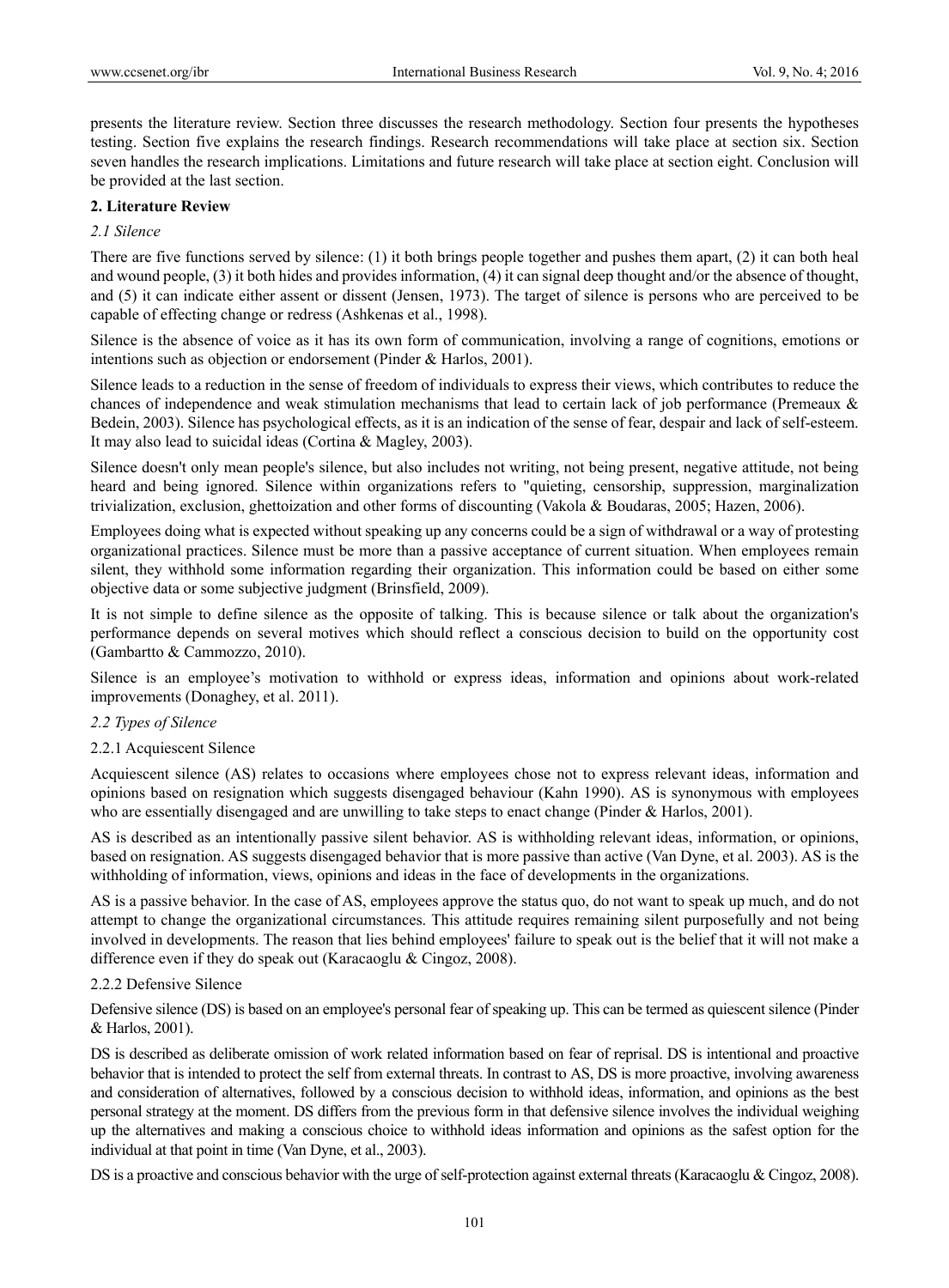presents the literature review. Section three discusses the research methodology. Section four presents the hypotheses testing. Section five explains the research findings. Research recommendations will take place at section six. Section seven handles the research implications. Limitations and future research will take place at section eight. Conclusion will be provided at the last section.

## 2. Literature Review

### *2.1 Silence*

There are five functions served by silence: (1) it both brings people together and pushes them apart, (2) it can both heal and wound people, (3) it both hides and provides information, (4) it can signal deep thought and/or the absence of thought, and (5) it can indicate either assent or dissent (Jensen, 1973). The target of silence is persons who are perceived to be capable of effecting change or redress (Ashkenas et al., 1998).

Silence is the absence of voice as it has its own form of communication, involving a range of cognitions, emotions or intentions such as objection or endorsement (Pinder & Harlos, 2001).

Silence leads to a reduction in the sense of freedom of individuals to express their views, which contributes to reduce the chances of independence and weak stimulation mechanisms that lead to certain lack of job performance (Premeaux & Bedein, 2003). Silence has psychological effects, as it is an indication of the sense of fear, despair and lack of self-esteem. It may also lead to suicidal ideas (Cortina & Magley, 2003).

Silence doesn't only mean people's silence, but also includes not writing, not being present, negative attitude, not being heard and being ignored. Silence within organizations refers to "quieting, censorship, suppression, marginalization trivialization, exclusion, ghettoization and other forms of discounting (Vakola & Boudaras, 2005; Hazen, 2006).

Employees doing what is expected without speaking up any concerns could be a sign of withdrawal or a way of protesting organizational practices. Silence must be more than a passive acceptance of current situation. When employees remain silent, they withhold some information regarding their organization. This information could be based on either some objective data or some subjective judgment (Brinsfield, 2009).

It is not simple to define silence as the opposite of talking. This is because silence or talk about the organization's performance depends on several motives which should reflect a conscious decision to build on the opportunity cost (Gambartto & Cammozzo, 2010).

Silence is an employee's motivation to withhold or express ideas, information and opinions about work-related improvements (Donaghey, et al. 2011).

### *2.2 Types of Silence*

#### 2.2.1 Acquiescent Silence

Acquiescent silence (AS) relates to occasions where employees chose not to express relevant ideas, information and opinions based on resignation which suggests disengaged behaviour (Kahn 1990). AS is synonymous with employees who are essentially disengaged and are unwilling to take steps to enact change (Pinder & Harlos, 2001).

AS is described as an intentionally passive silent behavior. AS is withholding relevant ideas, information, or opinions, based on resignation. AS suggests disengaged behavior that is more passive than active (Van Dyne, et al. 2003). AS is the withholding of information, views, opinions and ideas in the face of developments in the organizations.

AS is a passive behavior. In the case of AS, employees approve the status quo, do not want to speak up much, and do not attempt to change the organizational circumstances. This attitude requires remaining silent purposefully and not being involved in developments. The reason that lies behind employees' failure to speak out is the belief that it will not make a difference even if they do speak out (Karacaoglu & Cingoz, 2008).

#### 2.2.2 Defensive Silence

Defensive silence (DS) is based on an employee's personal fear of speaking up. This can be termed as quiescent silence (Pinder & Harlos, 2001).

DS is described as deliberate omission of work related information based on fear of reprisal. DS is intentional and proactive behavior that is intended to protect the self from external threats. In contrast to AS, DS is more proactive, involving awareness and consideration of alternatives, followed by a conscious decision to withhold ideas, information, and opinions as the best personal strategy at the moment. DS differs from the previous form in that defensive silence involves the individual weighing up the alternatives and making a conscious choice to withhold ideas information and opinions as the safest option for the individual at that point in time (Van Dyne, et al., 2003).

DS is a proactive and conscious behavior with the urge of self-protection against external threats (Karacaoglu & Cingoz, 2008).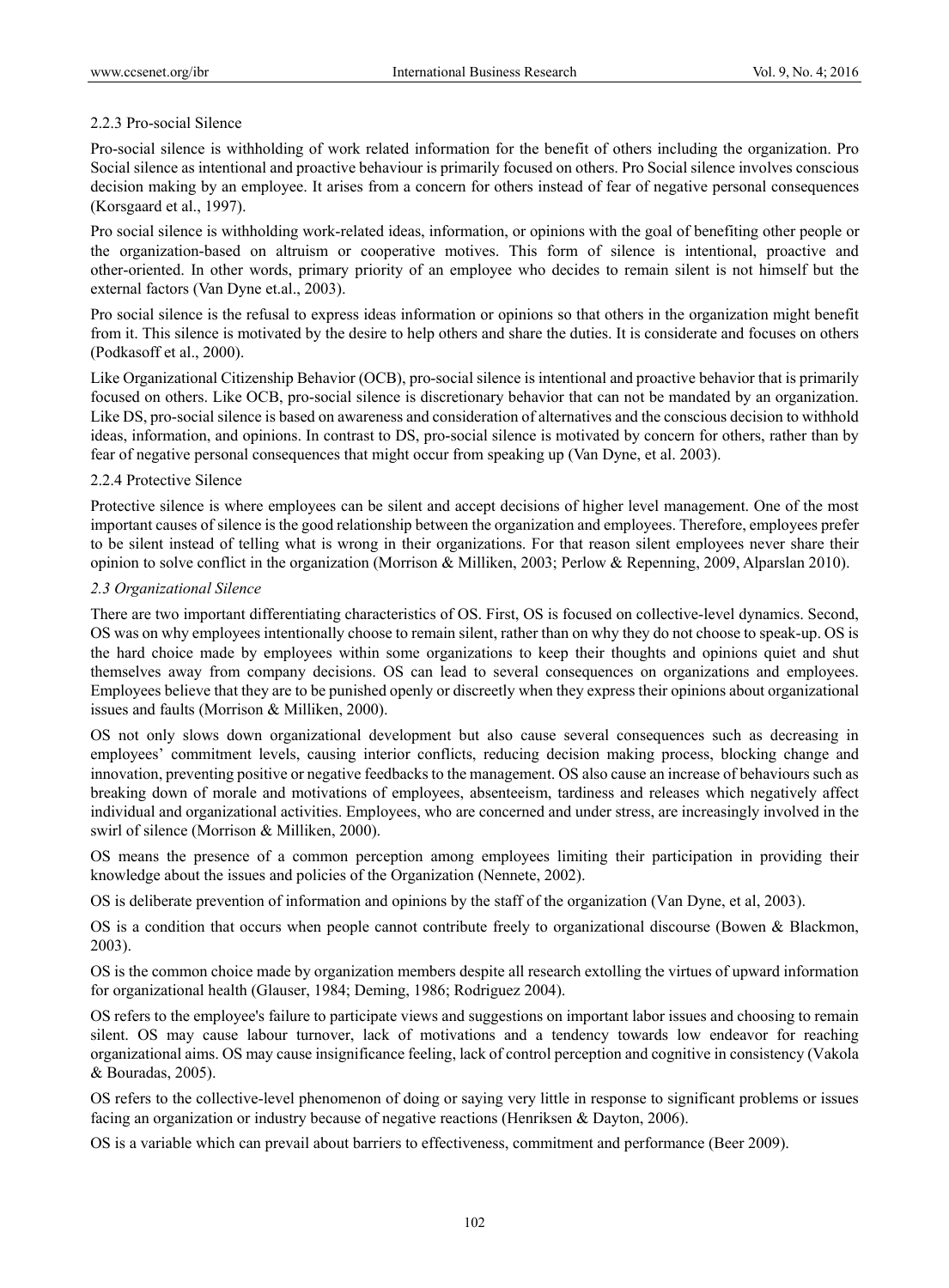#### 2.2.3 Pro-social Silence

Pro-social silence is withholding of work related information for the benefit of others including the organization. Pro Social silence as intentional and proactive behaviour is primarily focused on others. Pro Social silence involves conscious decision making by an employee. It arises from a concern for others instead of fear of negative personal consequences (Korsgaard et al., 1997).

Pro social silence is withholding work-related ideas, information, or opinions with the goal of benefiting other people or the organization-based on altruism or cooperative motives. This form of silence is intentional, proactive and other-oriented. In other words, primary priority of an employee who decides to remain silent is not himself but the external factors (Van Dyne et.al., 2003).

Pro social silence is the refusal to express ideas information or opinions so that others in the organization might benefit from it. This silence is motivated by the desire to help others and share the duties. It is considerate and focuses on others (Podkasoff et al., 2000).

Like Organizational Citizenship Behavior (OCB), pro-social silence is intentional and proactive behavior that is primarily focused on others. Like OCB, pro-social silence is discretionary behavior that can not be mandated by an organization. Like DS, pro-social silence is based on awareness and consideration of alternatives and the conscious decision to withhold ideas, information, and opinions. In contrast to DS, pro-social silence is motivated by concern for others, rather than by fear of negative personal consequences that might occur from speaking up (Van Dyne, et al. 2003).

#### 2.2.4 Protective Silence

Protective silence is where employees can be silent and accept decisions of higher level management. One of the most important causes of silence is the good relationship between the organization and employees. Therefore, employees prefer to be silent instead of telling what is wrong in their organizations. For that reason silent employees never share their opinion to solve conflict in the organization (Morrison & Milliken, 2003; Perlow & Repenning, 2009, Alparslan 2010).

### *2.3 Organizational Silence*

There are two important differentiating characteristics of OS. First, OS is focused on collective-level dynamics. Second, OS was on why employees intentionally choose to remain silent, rather than on why they do not choose to speak-up. OS is the hard choice made by employees within some organizations to keep their thoughts and opinions quiet and shut themselves away from company decisions. OS can lead to several consequences on organizations and employees. Employees believe that they are to be punished openly or discreetly when they express their opinions about organizational issues and faults (Morrison & Milliken, 2000).

OS not only slows down organizational development but also cause several consequences such as decreasing in employees' commitment levels, causing interior conflicts, reducing decision making process, blocking change and innovation, preventing positive or negative feedbacks to the management. OS also cause an increase of behaviours such as breaking down of morale and motivations of employees, absenteeism, tardiness and releases which negatively affect individual and organizational activities. Employees, who are concerned and under stress, are increasingly involved in the swirl of silence (Morrison & Milliken, 2000).

OS means the presence of a common perception among employees limiting their participation in providing their knowledge about the issues and policies of the Organization (Nennete, 2002).

OS is deliberate prevention of information and opinions by the staff of the organization (Van Dyne, et al, 2003).

OS is a condition that occurs when people cannot contribute freely to organizational discourse (Bowen & Blackmon, 2003).

OS is the common choice made by organization members despite all research extolling the virtues of upward information for organizational health (Glauser, 1984; Deming, 1986; Rodriguez 2004).

OS refers to the employee's failure to participate views and suggestions on important labor issues and choosing to remain silent. OS may cause labour turnover, lack of motivations and a tendency towards low endeavor for reaching organizational aims. OS may cause insignificance feeling, lack of control perception and cognitive in consistency (Vakola & Bouradas, 2005).

OS refers to the collective-level phenomenon of doing or saying very little in response to significant problems or issues facing an organization or industry because of negative reactions (Henriksen & Dayton, 2006).

OS is a variable which can prevail about barriers to effectiveness, commitment and performance (Beer 2009).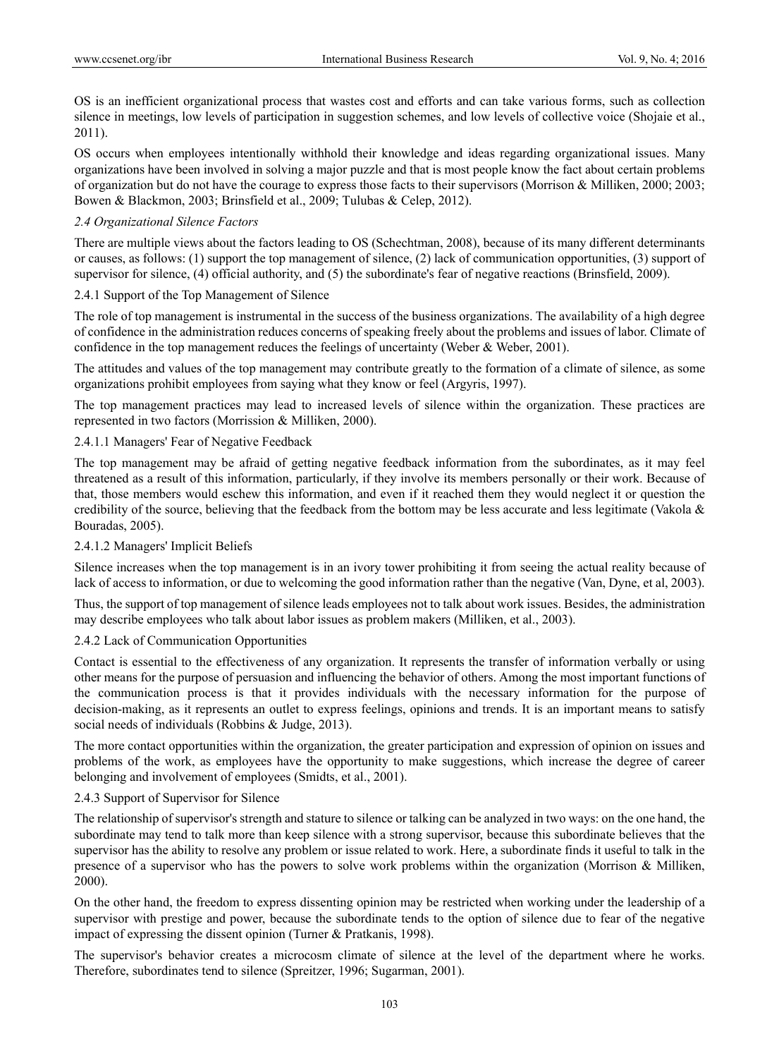OS is an inefficient organizational process that wastes cost and efforts and can take various forms, such as collection silence in meetings, low levels of participation in suggestion schemes, and low levels of collective voice (Shojaie et al., 2011).

OS occurs when employees intentionally withhold their knowledge and ideas regarding organizational issues. Many organizations have been involved in solving a major puzzle and that is most people know the fact about certain problems of organization but do not have the courage to express those facts to their supervisors (Morrison & Milliken, 2000; 2003; Bowen & Blackmon, 2003; Brinsfield et al., 2009; Tulubas & Celep, 2012).

### *2.4 Organizational Silence Factors*

There are multiple views about the factors leading to OS (Schechtman, 2008), because of its many different determinants or causes, as follows: (1) support the top management of silence, (2) lack of communication opportunities, (3) support of supervisor for silence, (4) official authority, and (5) the subordinate's fear of negative reactions (Brinsfield, 2009).

#### 2.4.1 Support of the Top Management of Silence

The role of top management is instrumental in the success of the business organizations. The availability of a high degree of confidence in the administration reduces concerns of speaking freely about the problems and issues of labor. Climate of confidence in the top management reduces the feelings of uncertainty (Weber & Weber, 2001).

The attitudes and values of the top management may contribute greatly to the formation of a climate of silence, as some organizations prohibit employees from saying what they know or feel (Argyris, 1997).

The top management practices may lead to increased levels of silence within the organization. These practices are represented in two factors (Morrission & Milliken, 2000).

##### 2.4.1.1 Managers' Fear of Negative Feedback

The top management may be afraid of getting negative feedback information from the subordinates, as it may feel threatened as a result of this information, particularly, if they involve its members personally or their work. Because of that, those members would eschew this information, and even if it reached them they would neglect it or question the credibility of the source, believing that the feedback from the bottom may be less accurate and less legitimate (Vakola & Bouradas, 2005).

##### 2.4.1.2 Managers' Implicit Beliefs

Silence increases when the top management is in an ivory tower prohibiting it from seeing the actual reality because of lack of access to information, or due to welcoming the good information rather than the negative (Van, Dyne, et al, 2003).

Thus, the support of top management of silence leads employees not to talk about work issues. Besides, the administration may describe employees who talk about labor issues as problem makers (Milliken, et al., 2003).

#### 2.4.2 Lack of Communication Opportunities

Contact is essential to the effectiveness of any organization. It represents the transfer of information verbally or using other means for the purpose of persuasion and influencing the behavior of others. Among the most important functions of the communication process is that it provides individuals with the necessary information for the purpose of decision-making, as it represents an outlet to express feelings, opinions and trends. It is an important means to satisfy social needs of individuals (Robbins & Judge, 2013).

The more contact opportunities within the organization, the greater participation and expression of opinion on issues and problems of the work, as employees have the opportunity to make suggestions, which increase the degree of career belonging and involvement of employees (Smidts, et al., 2001).

#### 2.4.3 Support of Supervisor for Silence

The relationship of supervisor's strength and stature to silence or talking can be analyzed in two ways: on the one hand, the subordinate may tend to talk more than keep silence with a strong supervisor, because this subordinate believes that the supervisor has the ability to resolve any problem or issue related to work. Here, a subordinate finds it useful to talk in the presence of a supervisor who has the powers to solve work problems within the organization (Morrison & Milliken, 2000).

On the other hand, the freedom to express dissenting opinion may be restricted when working under the leadership of a supervisor with prestige and power, because the subordinate tends to the option of silence due to fear of the negative impact of expressing the dissent opinion (Turner & Pratkanis, 1998).

The supervisor's behavior creates a microcosm climate of silence at the level of the department where he works. Therefore, subordinates tend to silence (Spreitzer, 1996; Sugarman, 2001).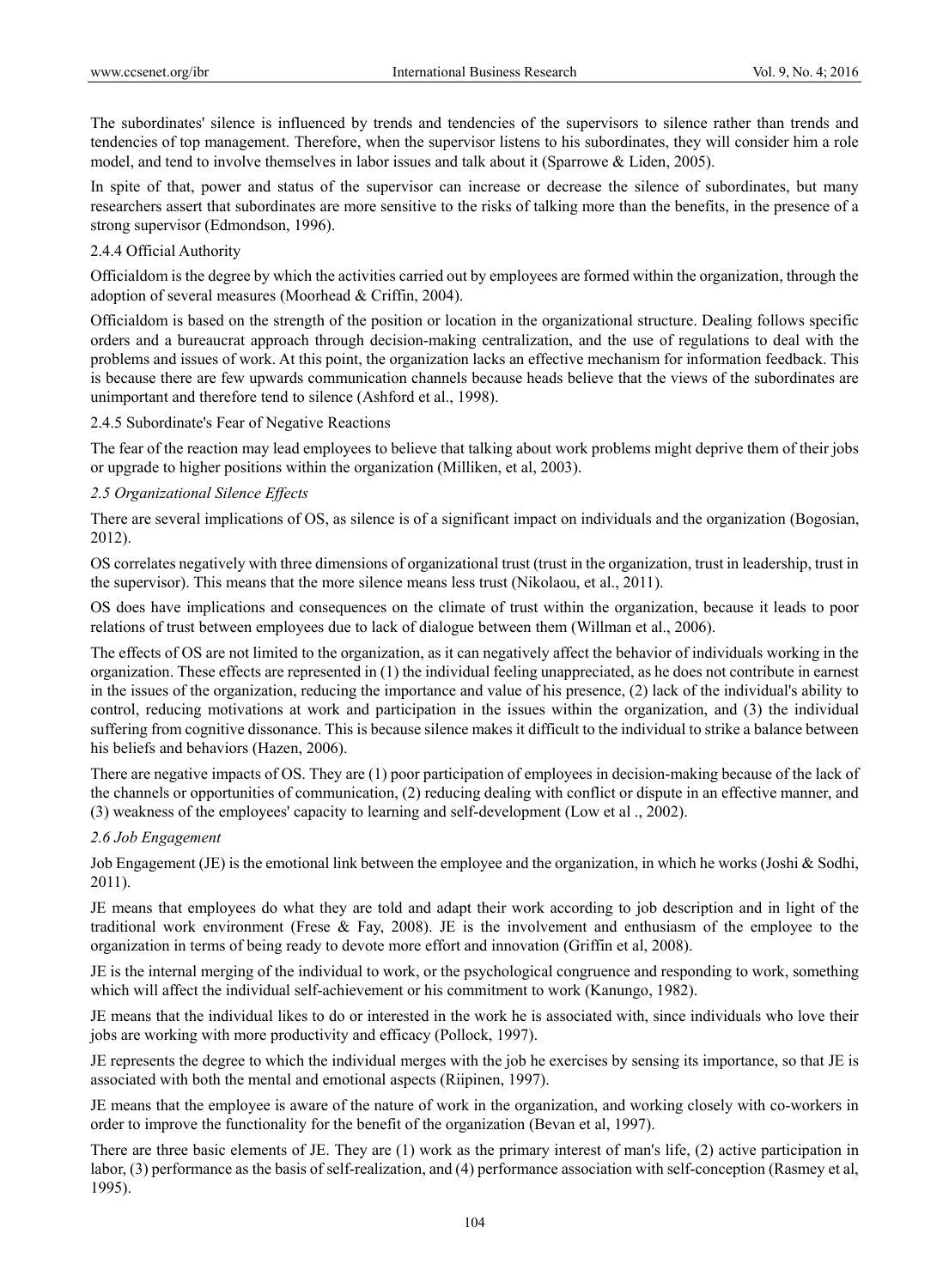The subordinates' silence is influenced by trends and tendencies of the supervisors to silence rather than trends and tendencies of top management. Therefore, when the supervisor listens to his subordinates, they will consider him a role model, and tend to involve themselves in labor issues and talk about it (Sparrowe & Liden, 2005).

In spite of that, power and status of the supervisor can increase or decrease the silence of subordinates, but many researchers assert that subordinates are more sensitive to the risks of talking more than the benefits, in the presence of a strong supervisor (Edmondson, 1996).

2.4.4 Official Authority

Officialdom is the degree by which the activities carried out by employees are formed within the organization, through the adoption of several measures (Moorhead & Criffin, 2004).

Officialdom is based on the strength of the position or location in the organizational structure. Dealing follows specific orders and a bureaucrat approach through decision-making centralization, and the use of regulations to deal with the problems and issues of work. At this point, the organization lacks an effective mechanism for information feedback. This is because there are few upwards communication channels because heads believe that the views of the subordinates are unimportant and therefore tend to silence (Ashford et al., 1998).

2.4.5 Subordinate's Fear of Negative Reactions

The fear of the reaction may lead employees to believe that talking about work problems might deprive them of their jobs or upgrade to higher positions within the organization (Milliken, et al, 2003).

*2.5 Organizational Silence Effects*

There are several implications of OS, as silence is of a significant impact on individuals and the organization (Bogosian, 2012).

OS correlates negatively with three dimensions of organizational trust (trust in the organization, trust in leadership, trust in the supervisor). This means that the more silence means less trust (Nikolaou, et al., 2011).

OS does have implications and consequences on the climate of trust within the organization, because it leads to poor relations of trust between employees due to lack of dialogue between them (Willman et al., 2006).

The effects of OS are not limited to the organization, as it can negatively affect the behavior of individuals working in the organization. These effects are represented in (1) the individual feeling unappreciated, as he does not contribute in earnest in the issues of the organization, reducing the importance and value of his presence, (2) lack of the individual's ability to control, reducing motivations at work and participation in the issues within the organization, and (3) the individual suffering from cognitive dissonance. This is because silence makes it difficult to the individual to strike a balance between his beliefs and behaviors (Hazen, 2006).

There are negative impacts of OS. They are (1) poor participation of employees in decision-making because of the lack of the channels or opportunities of communication, (2) reducing dealing with conflict or dispute in an effective manner, and (3) weakness of the employees' capacity to learning and self-development (Low et al ., 2002).

*2.6 Job Engagement*

Job Engagement (JE) is the emotional link between the employee and the organization, in which he works (Joshi & Sodhi, 2011).

JE means that employees do what they are told and adapt their work according to job description and in light of the traditional work environment (Frese & Fay, 2008). JE is the involvement and enthusiasm of the employee to the organization in terms of being ready to devote more effort and innovation (Griffin et al, 2008).

JE is the internal merging of the individual to work, or the psychological congruence and responding to work, something which will affect the individual self-achievement or his commitment to work (Kanungo, 1982).

JE means that the individual likes to do or interested in the work he is associated with, since individuals who love their jobs are working with more productivity and efficacy (Pollock, 1997).

JE represents the degree to which the individual merges with the job he exercises by sensing its importance, so that JE is associated with both the mental and emotional aspects (Riipinen, 1997).

JE means that the employee is aware of the nature of work in the organization, and working closely with co-workers in order to improve the functionality for the benefit of the organization (Bevan et al, 1997).

There are three basic elements of JE. They are (1) work as the primary interest of man's life, (2) active participation in labor, (3) performance as the basis of self-realization, and (4) performance association with self-conception (Rasmey et al, 1995).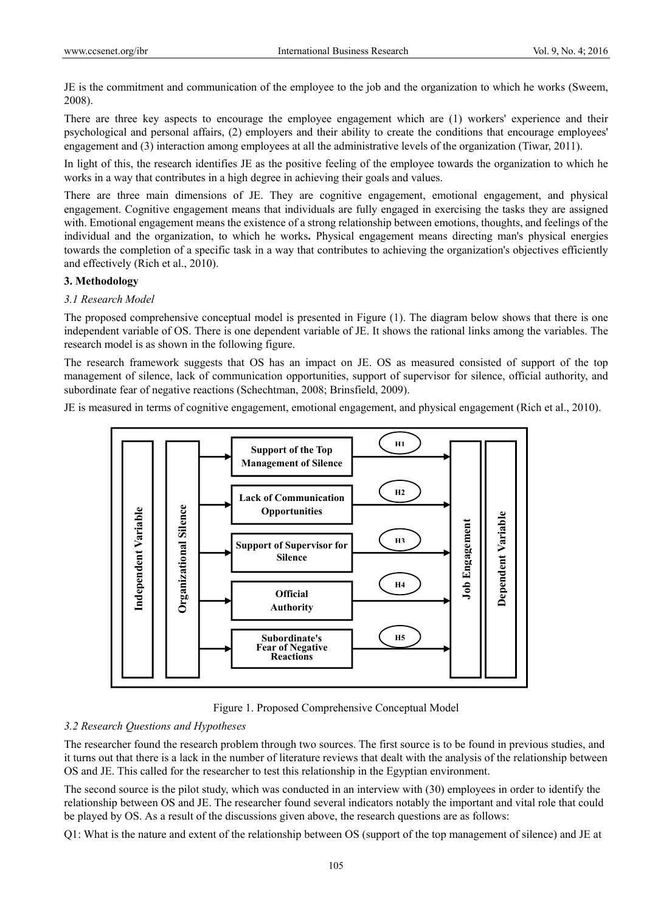JE is the commitment and communication of the employee to the job and the organization to which he works (Sweem, 2008).

There are three key aspects to encourage the employee engagement which are (1) workers' experience and their psychological and personal affairs, (2) employers and their ability to create the conditions that encourage employees' engagement and (3) interaction among employees at all the administrative levels of the organization (Tiwar, 2011).

In light of this, the research identifies JE as the positive feeling of the employee towards the organization to which he works in a way that contributes in a high degree in achieving their goals and values.

There are three main dimensions of JE. They are cognitive engagement, emotional engagement, and physical engagement. Cognitive engagement means that individuals are fully engaged in exercising the tasks they are assigned with. Emotional engagement means the existence of a strong relationship between emotions, thoughts, and feelings of the individual and the organization, to which he works**.** Physical engagement means directing man's physical energies towards the completion of a specific task in a way that contributes to achieving the organization's objectives efficiently and effectively (Rich et al., 2010).

**3. Methodology**

*3.1 Research Model*

The proposed comprehensive conceptual model is presented in Figure (1). The diagram below shows that there is one independent variable of OS. There is one dependent variable of JE. It shows the rational links among the variables. The research model is as shown in the following figure.

The research framework suggests that OS has an impact on JE. OS as measured consisted of support of the top management of silence, lack of communication opportunities, support of supervisor for silence, official authority, and subordinate fear of negative reactions (Schechtman, 2008; Brinsfield, 2009).

JE is measured in terms of cognitive engagement, emotional engagement, and physical engagement (Rich et al., 2010).

Independent Variable | Organizational Silence: Support of the Top Management of Silence (H1); Lack of Communication Opportunities (H2); Support of Supervisor for Silence (H3); Official Authority (H4); Subordinate's Fear of Negative Reactions (H5) → Job Engagement | Dependent Variable

Figure 1. Proposed Comprehensive Conceptual Model

*3.2 Research Questions and Hypotheses*

The researcher found the research problem through two sources. The first source is to be found in previous studies, and it turns out that there is a lack in the number of literature reviews that dealt with the analysis of the relationship between OS and JE. This called for the researcher to test this relationship in the Egyptian environment.

The second source is the pilot study, which was conducted in an interview with (30) employees in order to identify the relationship between OS and JE. The researcher found several indicators notably the important and vital role that could be played by OS. As a result of the discussions given above, the research questions are as follows:

Q1: What is the nature and extent of the relationship between OS (support of the top management of silence) and JE at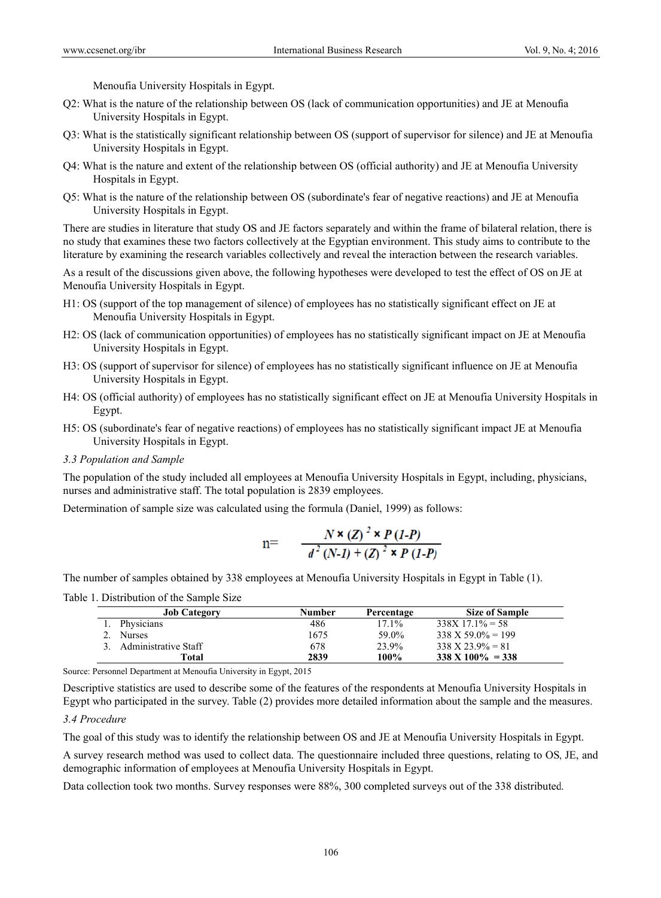Menoufia University Hospitals in Egypt.

Q2: What is the nature of the relationship between OS (lack of communication opportunities) and JE at Menoufia University Hospitals in Egypt.

Q3: What is the statistically significant relationship between OS (support of supervisor for silence) and JE at Menoufia University Hospitals in Egypt.

Q4: What is the nature and extent of the relationship between OS (official authority) and JE at Menoufia University Hospitals in Egypt.

Q5: What is the nature of the relationship between OS (subordinate's fear of negative reactions) and JE at Menoufia University Hospitals in Egypt.

There are studies in literature that study OS and JE factors separately and within the frame of bilateral relation, there is no study that examines these two factors collectively at the Egyptian environment. This study aims to contribute to the literature by examining the research variables collectively and reveal the interaction between the research variables.

As a result of the discussions given above, the following hypotheses were developed to test the effect of OS on JE at Menoufia University Hospitals in Egypt.

H1: OS (support of the top management of silence) of employees has no statistically significant effect on JE at Menoufia University Hospitals in Egypt.

H2: OS (lack of communication opportunities) of employees has no statistically significant impact on JE at Menoufia University Hospitals in Egypt.

H3: OS (support of supervisor for silence) of employees has no statistically significant influence on JE at Menoufia University Hospitals in Egypt.

H4: OS (official authority) of employees has no statistically significant effect on JE at Menoufia University Hospitals in Egypt.

H5: OS (subordinate's fear of negative reactions) of employees has no statistically significant impact JE at Menoufia University Hospitals in Egypt.

### *3.3 Population and Sample*

The population of the study included all employees at Menoufia University Hospitals in Egypt, including, physicians, nurses and administrative staff. The total population is 2839 employees.

Determination of sample size was calculated using the formula (Daniel, 1999) as follows:

$$n = \frac{N \times (Z)^2 \times P(1-P)}{d^2 (N-1) + (Z)^2 \times P(1-P)}$$

The number of samples obtained by 338 employees at Menoufia University Hospitals in Egypt in Table (1).

Table 1. Distribution of the Sample Size

| Job Category | Number | Percentage | Size of Sample |
|---|---|---|---|
| 1. Physicians | 486 | 17.1% | 338X 17.1% = 58 |
| 2. Nurses | 1675 | 59.0% | 338 X 59.0% = 199 |
| 3. Administrative Staff | 678 | 23.9% | 338 X 23.9% = 81 |
| **Total** | **2839** | **100%** | **338 X 100% = 338** |

Source: Personnel Department at Menoufia University in Egypt, 2015

Descriptive statistics are used to describe some of the features of the respondents at Menoufia University Hospitals in Egypt who participated in the survey. Table (2) provides more detailed information about the sample and the measures.

### *3.4 Procedure*

The goal of this study was to identify the relationship between OS and JE at Menoufia University Hospitals in Egypt.

A survey research method was used to collect data. The questionnaire included three questions, relating to OS, JE, and demographic information of employees at Menoufia University Hospitals in Egypt.

Data collection took two months. Survey responses were 88%, 300 completed surveys out of the 338 distributed.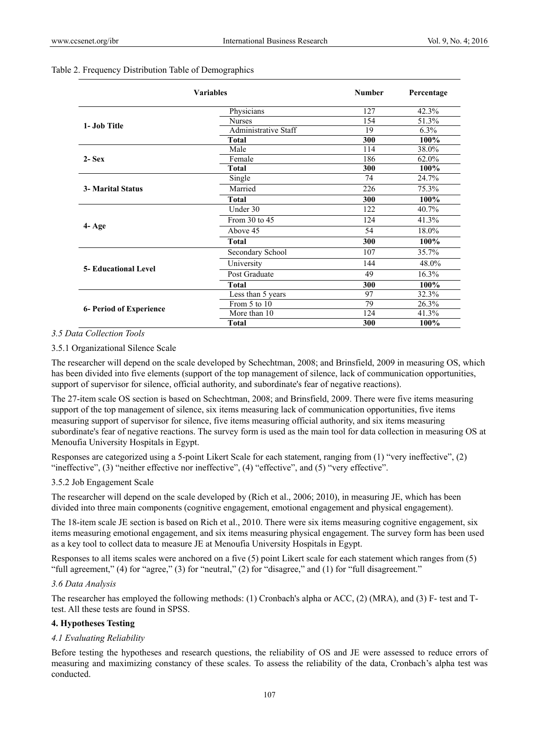Table 2. Frequency Distribution Table of Demographics

| Variables | | Number | Percentage |
|---|---|---|---|
| 1- Job Title | Physicians | 127 | 42.3% |
| | Nurses | 154 | 51.3% |
| | Administrative Staff | 19 | 6.3% |
| | **Total** | **300** | **100%** |
| 2- Sex | Male | 114 | 38.0% |
| | Female | 186 | 62.0% |
| | **Total** | **300** | **100%** |
| 3- Marital Status | Single | 74 | 24.7% |
| | Married | 226 | 75.3% |
| | **Total** | **300** | **100%** |
| 4- Age | Under 30 | 122 | 40.7% |
| | From 30 to 45 | 124 | 41.3% |
| | Above 45 | 54 | 18.0% |
| | **Total** | **300** | **100%** |
| 5- Educational Level | Secondary School | 107 | 35.7% |
| | University | 144 | 48.0% |
| | Post Graduate | 49 | 16.3% |
| | **Total** | **300** | **100%** |
| 6- Period of Experience | Less than 5 years | 97 | 32.3% |
| | From 5 to 10 | 79 | 26.3% |
| | More than 10 | 124 | 41.3% |
| | **Total** | **300** | **100%** |

*3.5 Data Collection Tools*

3.5.1 Organizational Silence Scale

The researcher will depend on the scale developed by Schechtman, 2008; and Brinsfield, 2009 in measuring OS, which has been divided into five elements (support of the top management of silence, lack of communication opportunities, support of supervisor for silence, official authority, and subordinate's fear of negative reactions).

The 27-item scale OS section is based on Schechtman, 2008; and Brinsfield, 2009. There were five items measuring support of the top management of silence, six items measuring lack of communication opportunities, five items measuring support of supervisor for silence, five items measuring official authority, and six items measuring subordinate's fear of negative reactions. The survey form is used as the main tool for data collection in measuring OS at Menoufia University Hospitals in Egypt.

Responses are categorized using a 5-point Likert Scale for each statement, ranging from (1) "very ineffective", (2) "ineffective", (3) "neither effective nor ineffective", (4) "effective", and (5) "very effective".

3.5.2 Job Engagement Scale

The researcher will depend on the scale developed by (Rich et al., 2006; 2010), in measuring JE, which has been divided into three main components (cognitive engagement, emotional engagement and physical engagement).

The 18-item scale JE section is based on Rich et al., 2010. There were six items measuring cognitive engagement, six items measuring emotional engagement, and six items measuring physical engagement. The survey form has been used as a key tool to collect data to measure JE at Menoufia University Hospitals in Egypt.

Responses to all items scales were anchored on a five (5) point Likert scale for each statement which ranges from (5) "full agreement," (4) for "agree," (3) for "neutral," (2) for "disagree," and (1) for "full disagreement."

*3.6 Data Analysis*

The researcher has employed the following methods: (1) Cronbach's alpha or ACC, (2) (MRA), and (3) F- test and T-test. All these tests are found in SPSS.

## 4. Hypotheses Testing

*4.1 Evaluating Reliability*

Before testing the hypotheses and research questions, the reliability of OS and JE were assessed to reduce errors of measuring and maximizing constancy of these scales. To assess the reliability of the data, Cronbach's alpha test was conducted.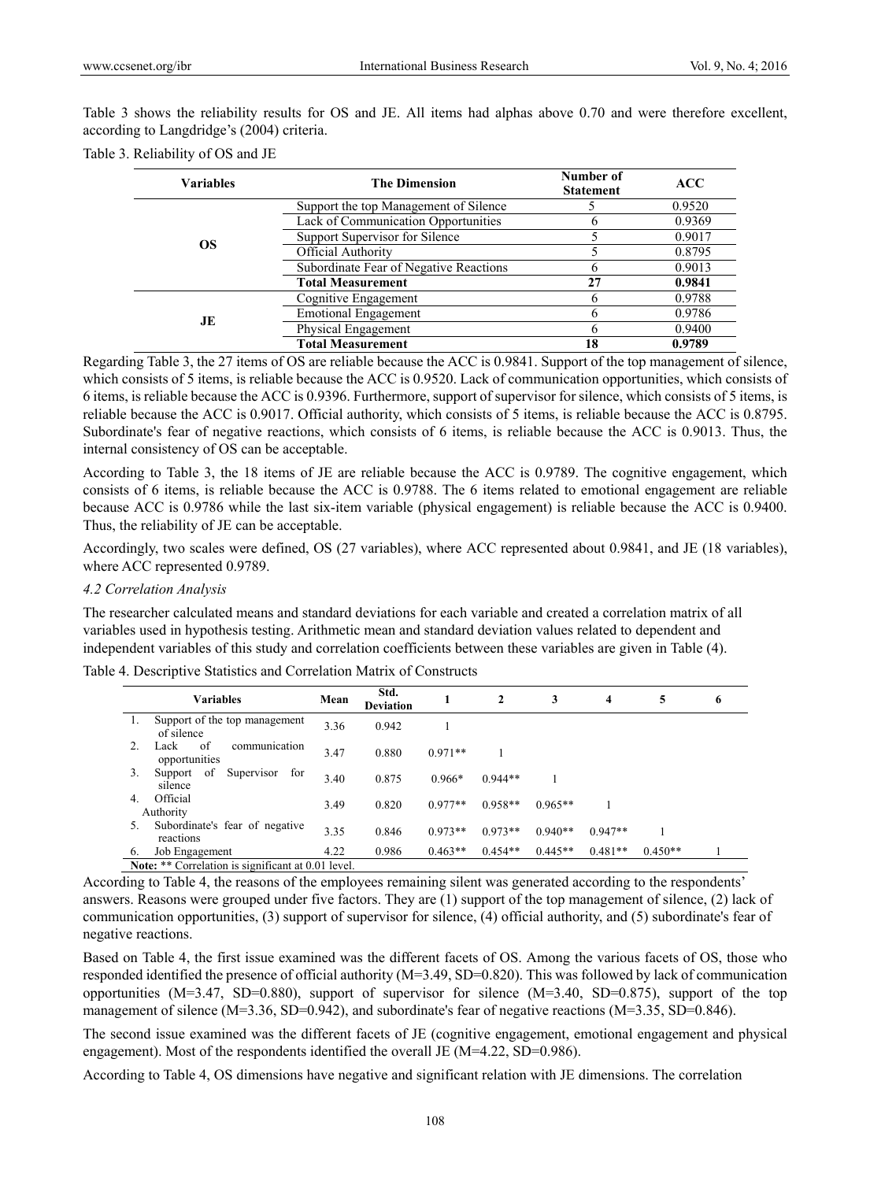Table 3 shows the reliability results for OS and JE. All items had alphas above 0.70 and were therefore excellent, according to Langdridge's (2004) criteria.

Table 3. Reliability of OS and JE

| Variables | The Dimension | Number of Statement | ACC |
|---|---|---|---|
| OS | Support the top Management of Silence | 5 | 0.9520 |
| | Lack of Communication Opportunities | 6 | 0.9369 |
| | Support Supervisor for Silence | 5 | 0.9017 |
| | Official Authority | 5 | 0.8795 |
| | Subordinate Fear of Negative Reactions | 6 | 0.9013 |
| | **Total Measurement** | **27** | **0.9841** |
| JE | Cognitive Engagement | 6 | 0.9788 |
| | Emotional Engagement | 6 | 0.9786 |
| | Physical Engagement | 6 | 0.9400 |
| | **Total Measurement** | **18** | **0.9789** |

Regarding Table 3, the 27 items of OS are reliable because the ACC is 0.9841. Support of the top management of silence, which consists of 5 items, is reliable because the ACC is 0.9520. Lack of communication opportunities, which consists of 6 items, is reliable because the ACC is 0.9396. Furthermore, support of supervisor for silence, which consists of 5 items, is reliable because the ACC is 0.9017. Official authority, which consists of 5 items, is reliable because the ACC is 0.8795. Subordinate's fear of negative reactions, which consists of 6 items, is reliable because the ACC is 0.9013. Thus, the internal consistency of OS can be acceptable.

According to Table 3, the 18 items of JE are reliable because the ACC is 0.9789. The cognitive engagement, which consists of 6 items, is reliable because the ACC is 0.9788. The 6 items related to emotional engagement are reliable because ACC is 0.9786 while the last six-item variable (physical engagement) is reliable because the ACC is 0.9400. Thus, the reliability of JE can be acceptable.

Accordingly, two scales were defined, OS (27 variables), where ACC represented about 0.9841, and JE (18 variables), where ACC represented 0.9789.

### *4.2 Correlation Analysis*

The researcher calculated means and standard deviations for each variable and created a correlation matrix of all variables used in hypothesis testing. Arithmetic mean and standard deviation values related to dependent and independent variables of this study and correlation coefficients between these variables are given in Table (4).

Table 4. Descriptive Statistics and Correlation Matrix of Constructs

| Variables | Mean | Std. Deviation | 1 | 2 | 3 | 4 | 5 | 6 |
|---|---|---|---|---|---|---|---|---|
| 1. Support of the top management of silence | 3.36 | 0.942 | 1 | | | | | |
| 2. Lack of communication opportunities | 3.47 | 0.880 | 0.971** | 1 | | | | |
| 3. Support of Supervisor for silence | 3.40 | 0.875 | 0.966* | 0.944** | 1 | | | |
| 4. Official Authority | 3.49 | 0.820 | 0.977** | 0.958** | 0.965** | 1 | | |
| 5. Subordinate's fear of negative reactions | 3.35 | 0.846 | 0.973** | 0.973** | 0.940** | 0.947** | 1 | |
| 6. Job Engagement | 4.22 | 0.986 | 0.463** | 0.454** | 0.445** | 0.481** | 0.450** | 1 |

**Note:** ** Correlation is significant at 0.01 level.

According to Table 4, the reasons of the employees remaining silent was generated according to the respondents' answers. Reasons were grouped under five factors. They are (1) support of the top management of silence, (2) lack of communication opportunities, (3) support of supervisor for silence, (4) official authority, and (5) subordinate's fear of negative reactions.

Based on Table 4, the first issue examined was the different facets of OS. Among the various facets of OS, those who responded identified the presence of official authority (M=3.49, SD=0.820). This was followed by lack of communication opportunities (M=3.47, SD=0.880), support of supervisor for silence (M=3.40, SD=0.875), support of the top management of silence (M=3.36, SD=0.942), and subordinate's fear of negative reactions (M=3.35, SD=0.846).

The second issue examined was the different facets of JE (cognitive engagement, emotional engagement and physical engagement). Most of the respondents identified the overall JE (M=4.22, SD=0.986).

According to Table 4, OS dimensions have negative and significant relation with JE dimensions. The correlation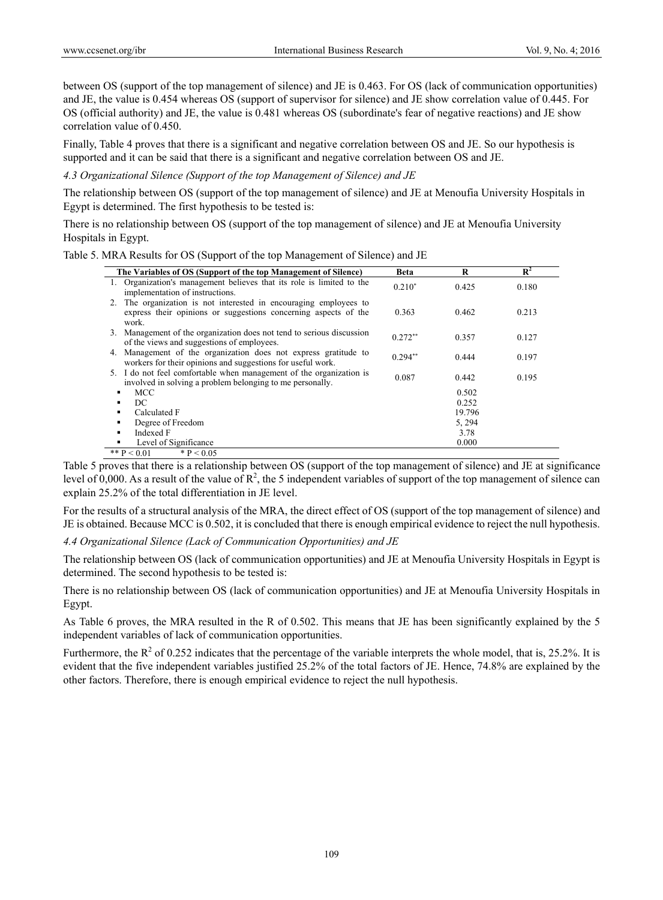between OS (support of the top management of silence) and JE is 0.463. For OS (lack of communication opportunities) and JE, the value is 0.454 whereas OS (support of supervisor for silence) and JE show correlation value of 0.445. For OS (official authority) and JE, the value is 0.481 whereas OS (subordinate's fear of negative reactions) and JE show correlation value of 0.450.

Finally, Table 4 proves that there is a significant and negative correlation between OS and JE. So our hypothesis is supported and it can be said that there is a significant and negative correlation between OS and JE.

### *4.3 Organizational Silence (Support of the top Management of Silence) and JE*

The relationship between OS (support of the top management of silence) and JE at Menoufia University Hospitals in Egypt is determined. The first hypothesis to be tested is:

There is no relationship between OS (support of the top management of silence) and JE at Menoufia University Hospitals in Egypt.

Table 5. MRA Results for OS (Support of the top Management of Silence) and JE

| The Variables of OS (Support of the top Management of Silence) | Beta | R | $R^2$ |
|---|---|---|---|
| 1. Organization's management believes that its role is limited to the implementation of instructions. | 0.210* | 0.425 | 0.180 |
| 2. The organization is not interested in encouraging employees to express their opinions or suggestions concerning aspects of the work. | 0.363 | 0.462 | 0.213 |
| 3. Management of the organization does not tend to serious discussion of the views and suggestions of employees. | 0.272** | 0.357 | 0.127 |
| 4. Management of the organization does not express gratitude to workers for their opinions and suggestions for useful work. | 0.294** | 0.444 | 0.197 |
| 5. I do not feel comfortable when management of the organization is involved in solving a problem belonging to me personally. | 0.087 | 0.442 | 0.195 |
| ▪ MCC | | 0.502 | |
| ▪ DC | | 0.252 | |
| ▪ Calculated F | | 19.796 | |
| ▪ Degree of Freedom | | 5, 294 | |
| ▪ Indexed F | | 3.78 | |
| ▪ Level of Significance | | 0.000 | |

** $P < 0.01$ &nbsp;&nbsp;&nbsp; * $P < 0.05$

Table 5 proves that there is a relationship between OS (support of the top management of silence) and JE at significance level of 0,000. As a result of the value of $R^2$, the 5 independent variables of support of the top management of silence can explain 25.2% of the total differentiation in JE level.

For the results of a structural analysis of the MRA, the direct effect of OS (support of the top management of silence) and JE is obtained. Because MCC is 0.502, it is concluded that there is enough empirical evidence to reject the null hypothesis.

### *4.4 Organizational Silence (Lack of Communication Opportunities) and JE*

The relationship between OS (lack of communication opportunities) and JE at Menoufia University Hospitals in Egypt is determined. The second hypothesis to be tested is:

There is no relationship between OS (lack of communication opportunities) and JE at Menoufia University Hospitals in Egypt.

As Table 6 proves, the MRA resulted in the R of 0.502. This means that JE has been significantly explained by the 5 independent variables of lack of communication opportunities.

Furthermore, the $R^2$ of 0.252 indicates that the percentage of the variable interprets the whole model, that is, 25.2%. It is evident that the five independent variables justified 25.2% of the total factors of JE. Hence, 74.8% are explained by the other factors. Therefore, there is enough empirical evidence to reject the null hypothesis.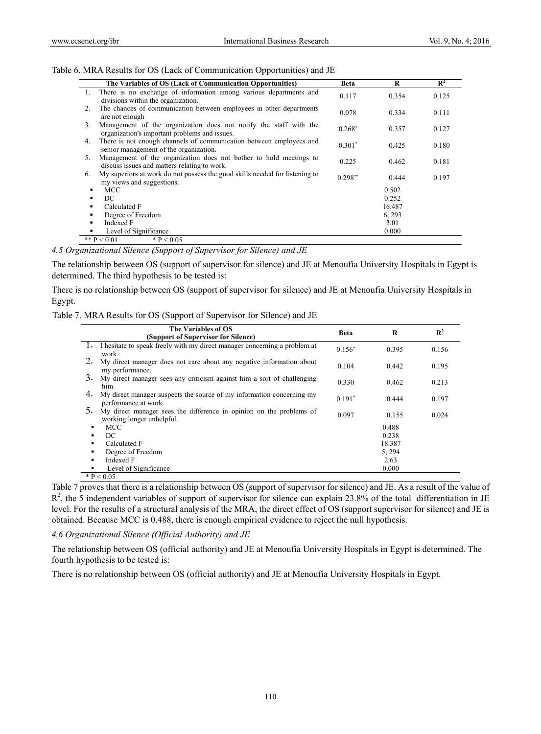Table 6. MRA Results for OS (Lack of Communication Opportunities) and JE

| The Variables of OS (Lack of Communication Opportunities) | Beta | R | $R^2$ |
|---|---|---|---|
| 1. There is no exchange of information among various departments and divisions within the organization. | 0.117 | 0.354 | 0.125 |
| 2. The chances of communication between employees in other departments are not enough | 0.078 | 0.334 | 0.111 |
| 3. Management of the organization does not notify the staff with the organization's important problems and issues. | 0.268* | 0.357 | 0.127 |
| 4. There is not enough channels of communication between employees and senior management of the organization. | 0.301* | 0.425 | 0.180 |
| 5. Management of the organization does not bother to hold meetings to discuss issues and matters relating to work. | 0.225 | 0.462 | 0.181 |
| 6. My superiors at work do not possess the good skills needed for listening to my views and suggestions. | 0.298** | 0.444 | 0.197 |
| ▪ MCC | | 0.502 | |
| ▪ DC | | 0.252 | |
| ▪ Calculated F | | 16.487 | |
| ▪ Degree of Freedom | | 6, 293 | |
| ▪ Indexed F | | 3.01 | |
| ▪ Level of Significance | | 0.000 | |

** $P < 0.01$ &nbsp;&nbsp;&nbsp; * $P < 0.05$

### *4.5 Organizational Silence (Support of Supervisor for Silence) and JE*

The relationship between OS (support of supervisor for silence) and JE at Menoufia University Hospitals in Egypt is determined. The third hypothesis to be tested is:

There is no relationship between OS (support of supervisor for silence) and JE at Menoufia University Hospitals in Egypt.

Table 7. MRA Results for OS (Support of Supervisor for Silence) and JE

| The Variables of OS (Support of Supervisor for Silence) | Beta | R | $R^2$ |
|---|---|---|---|
| 1. I hesitate to speak freely with my direct manager concerning a problem at work. | 0.156* | 0.395 | 0.156 |
| 2. My direct manager does not care about any negative information about my performance. | 0.104 | 0.442 | 0.195 |
| 3. My direct manager sees any criticism against him a sort of challenging him. | 0.330 | 0.462 | 0.213 |
| 4. My direct manager suspects the source of my information concerning my performance at work. | 0.191* | 0.444 | 0.197 |
| 5. My direct manager sees the difference in opinion on the problems of working longer unhelpful. | 0.097 | 0.155 | 0.024 |
| ▪ MCC | | 0.488 | |
| ▪ DC | | 0.238 | |
| ▪ Calculated F | | 18.387 | |
| ▪ Degree of Freedom | | 5, 294 | |
| ▪ Indexed F | | 2.63 | |
| ▪ Level of Significance | | 0.000 | |

* $P < 0.05$

Table 7 proves that there is a relationship between OS (support of supervisor for silence) and JE. As a result of the value of $R^2$, the 5 independent variables of support of supervisor for silence can explain 23.8% of the total differentiation in JE level. For the results of a structural analysis of the MRA, the direct effect of OS (support supervisor for silence) and JE is obtained. Because MCC is 0.488, there is enough empirical evidence to reject the null hypothesis.

### *4.6 Organizational Silence (Official Authority) and JE*

The relationship between OS (official authority) and JE at Menoufia University Hospitals in Egypt is determined. The fourth hypothesis to be tested is:

There is no relationship between OS (official authority) and JE at Menoufia University Hospitals in Egypt.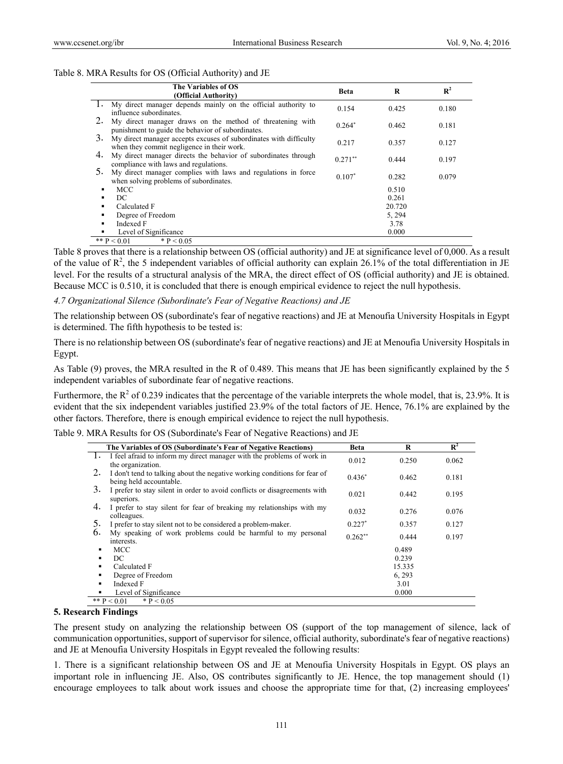Table 8. MRA Results for OS (Official Authority) and JE

| The Variables of OS (Official Authority) | Beta | R | $R^2$ |
|---|---|---|---|
| 1. My direct manager depends mainly on the official authority to influence subordinates. | 0.154 | 0.425 | 0.180 |
| 2. My direct manager draws on the method of threatening with punishment to guide the behavior of subordinates. | $0.264^{*}$ | 0.462 | 0.181 |
| 3. My direct manager accepts excuses of subordinates with difficulty when they commit negligence in their work. | 0.217 | 0.357 | 0.127 |
| 4. My direct manager directs the behavior of subordinates through compliance with laws and regulations. | $0.271^{**}$ | 0.444 | 0.197 |
| 5. My direct manager complies with laws and regulations in force when solving problems of subordinates. | $0.107^{*}$ | 0.282 | 0.079 |
| ▪ MCC | | 0.510 | |
| ▪ DC | | 0.261 | |
| ▪ Calculated F | | 20.720 | |
| ▪ Degree of Freedom | | 5, 294 | |
| ▪ Indexed F | | 3.78 | |
| ▪ Level of Significance | | 0.000 | |

** $P < 0.01$ * $P < 0.05$

Table 8 proves that there is a relationship between OS (official authority) and JE at significance level of 0,000. As a result of the value of $R^2$, the 5 independent variables of official authority can explain 26.1% of the total differentiation in JE level. For the results of a structural analysis of the MRA, the direct effect of OS (official authority) and JE is obtained. Because MCC is 0.510, it is concluded that there is enough empirical evidence to reject the null hypothesis.

*4.7 Organizational Silence (Subordinate's Fear of Negative Reactions) and JE*

The relationship between OS (subordinate's fear of negative reactions) and JE at Menoufia University Hospitals in Egypt is determined. The fifth hypothesis to be tested is:

There is no relationship between OS (subordinate's fear of negative reactions) and JE at Menoufia University Hospitals in Egypt.

As Table (9) proves, the MRA resulted in the R of 0.489. This means that JE has been significantly explained by the 5 independent variables of subordinate fear of negative reactions.

Furthermore, the $R^2$ of 0.239 indicates that the percentage of the variable interprets the whole model, that is, 23.9%. It is evident that the six independent variables justified 23.9% of the total factors of JE. Hence, 76.1% are explained by the other factors. Therefore, there is enough empirical evidence to reject the null hypothesis.

Table 9. MRA Results for OS (Subordinate's Fear of Negative Reactions) and JE

| The Variables of OS (Subordinate's Fear of Negative Reactions) | Beta | R | $R^2$ |
|---|---|---|---|
| 1. I feel afraid to inform my direct manager with the problems of work in the organization. | 0.012 | 0.250 | 0.062 |
| 2. I don't tend to talking about the negative working conditions for fear of being held accountable. | $0.436^{*}$ | 0.462 | 0.181 |
| 3. I prefer to stay silent in order to avoid conflicts or disagreements with superiors. | 0.021 | 0.442 | 0.195 |
| 4. I prefer to stay silent for fear of breaking my relationships with my colleagues. | 0.032 | 0.276 | 0.076 |
| 5. I prefer to stay silent not to be considered a problem-maker. | $0.227^{*}$ | 0.357 | 0.127 |
| 6. My speaking of work problems could be harmful to my personal interests. | $0.262^{**}$ | 0.444 | 0.197 |
| ▪ MCC | | 0.489 | |
| ▪ DC | | 0.239 | |
| ▪ Calculated F | | 15.335 | |
| ▪ Degree of Freedom | | 6, 293 | |
| ▪ Indexed F | | 3.01 | |
| ▪ Level of Significance | | 0.000 | |

** $P < 0.01$ * $P < 0.05$

## 5. Research Findings

The present study on analyzing the relationship between OS (support of the top management of silence, lack of communication opportunities, support of supervisor for silence, official authority, subordinate's fear of negative reactions) and JE at Menoufia University Hospitals in Egypt revealed the following results:

1. There is a significant relationship between OS and JE at Menoufia University Hospitals in Egypt. OS plays an important role in influencing JE. Also, OS contributes significantly to JE. Hence, the top management should (1) encourage employees to talk about work issues and choose the appropriate time for that, (2) increasing employees'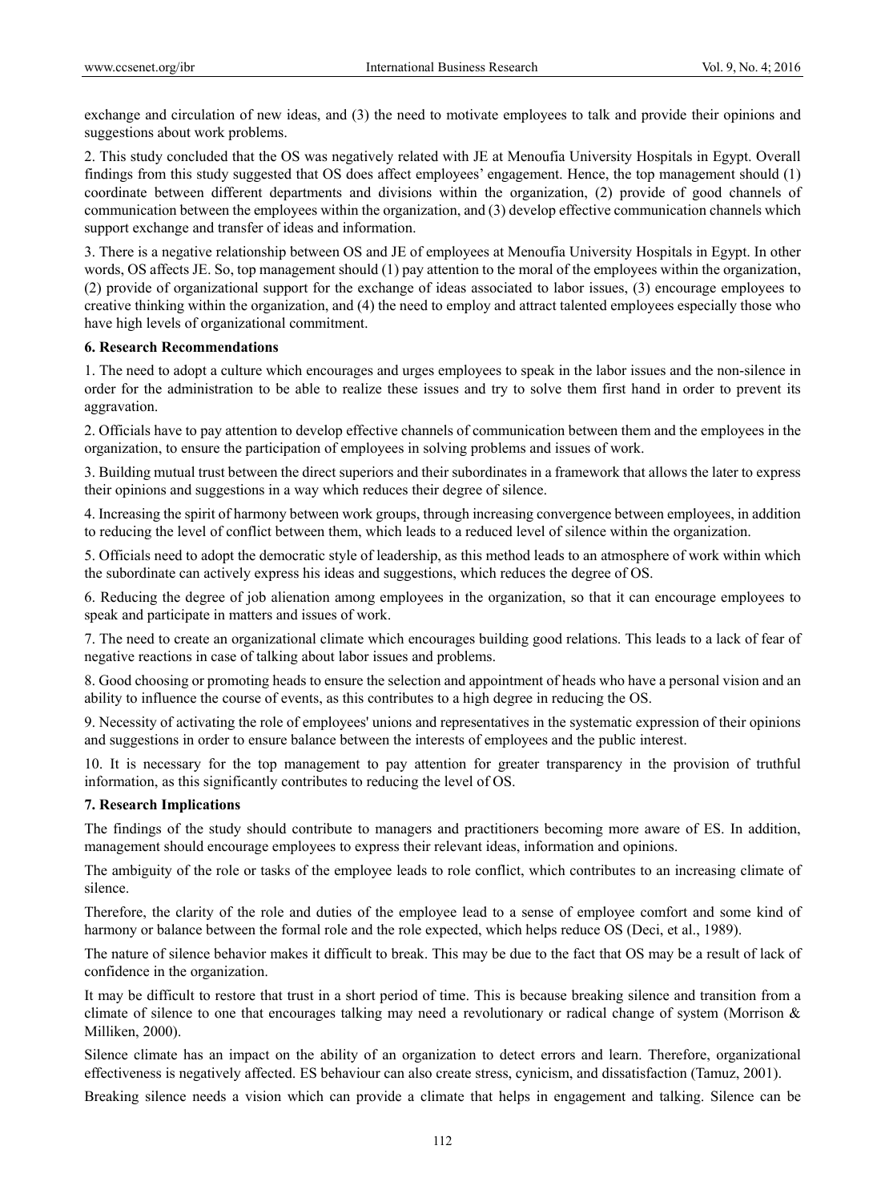exchange and circulation of new ideas, and (3) the need to motivate employees to talk and provide their opinions and suggestions about work problems.

2. This study concluded that the OS was negatively related with JE at Menoufia University Hospitals in Egypt. Overall findings from this study suggested that OS does affect employees' engagement. Hence, the top management should (1) coordinate between different departments and divisions within the organization, (2) provide of good channels of communication between the employees within the organization, and (3) develop effective communication channels which support exchange and transfer of ideas and information.

3. There is a negative relationship between OS and JE of employees at Menoufia University Hospitals in Egypt. In other words, OS affects JE. So, top management should (1) pay attention to the moral of the employees within the organization, (2) provide of organizational support for the exchange of ideas associated to labor issues, (3) encourage employees to creative thinking within the organization, and (4) the need to employ and attract talented employees especially those who have high levels of organizational commitment.

## 6. Research Recommendations

1. The need to adopt a culture which encourages and urges employees to speak in the labor issues and the non-silence in order for the administration to be able to realize these issues and try to solve them first hand in order to prevent its aggravation.

2. Officials have to pay attention to develop effective channels of communication between them and the employees in the organization, to ensure the participation of employees in solving problems and issues of work.

3. Building mutual trust between the direct superiors and their subordinates in a framework that allows the later to express their opinions and suggestions in a way which reduces their degree of silence.

4. Increasing the spirit of harmony between work groups, through increasing convergence between employees, in addition to reducing the level of conflict between them, which leads to a reduced level of silence within the organization.

5. Officials need to adopt the democratic style of leadership, as this method leads to an atmosphere of work within which the subordinate can actively express his ideas and suggestions, which reduces the degree of OS.

6. Reducing the degree of job alienation among employees in the organization, so that it can encourage employees to speak and participate in matters and issues of work.

7. The need to create an organizational climate which encourages building good relations. This leads to a lack of fear of negative reactions in case of talking about labor issues and problems.

8. Good choosing or promoting heads to ensure the selection and appointment of heads who have a personal vision and an ability to influence the course of events, as this contributes to a high degree in reducing the OS.

9. Necessity of activating the role of employees' unions and representatives in the systematic expression of their opinions and suggestions in order to ensure balance between the interests of employees and the public interest.

10. It is necessary for the top management to pay attention for greater transparency in the provision of truthful information, as this significantly contributes to reducing the level of OS.

## 7. Research Implications

The findings of the study should contribute to managers and practitioners becoming more aware of ES. In addition, management should encourage employees to express their relevant ideas, information and opinions.

The ambiguity of the role or tasks of the employee leads to role conflict, which contributes to an increasing climate of silence.

Therefore, the clarity of the role and duties of the employee lead to a sense of employee comfort and some kind of harmony or balance between the formal role and the role expected, which helps reduce OS (Deci, et al., 1989).

The nature of silence behavior makes it difficult to break. This may be due to the fact that OS may be a result of lack of confidence in the organization.

It may be difficult to restore that trust in a short period of time. This is because breaking silence and transition from a climate of silence to one that encourages talking may need a revolutionary or radical change of system (Morrison & Milliken, 2000).

Silence climate has an impact on the ability of an organization to detect errors and learn. Therefore, organizational effectiveness is negatively affected. ES behaviour can also create stress, cynicism, and dissatisfaction (Tamuz, 2001).

Breaking silence needs a vision which can provide a climate that helps in engagement and talking. Silence can be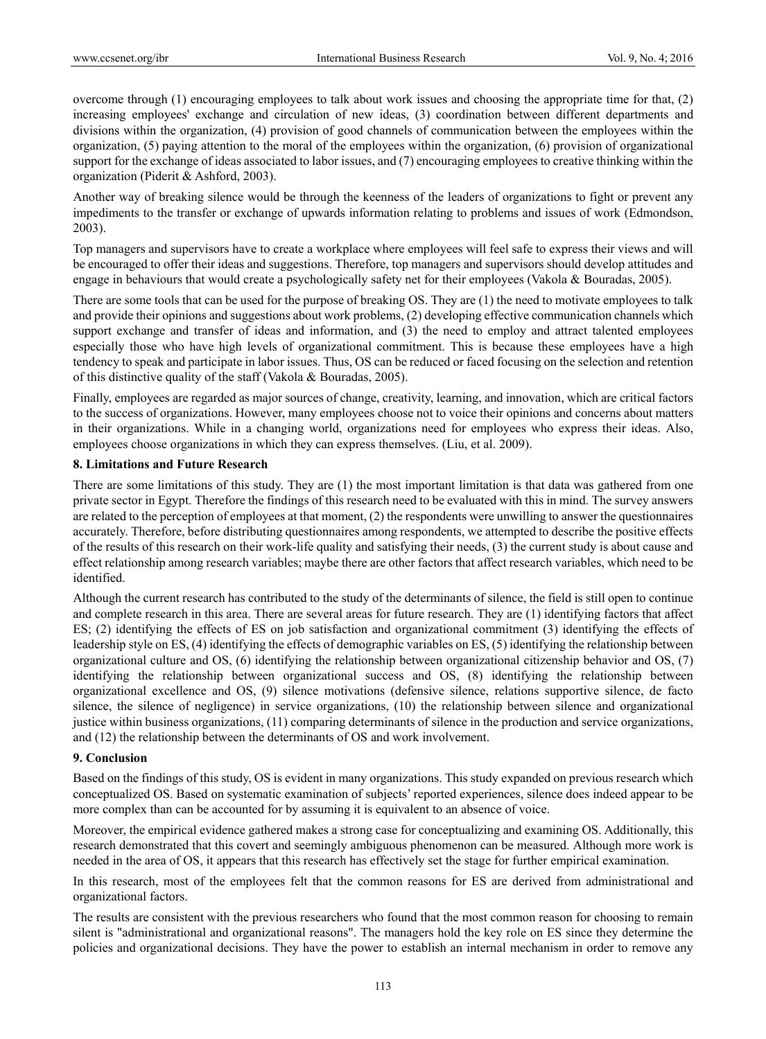overcome through (1) encouraging employees to talk about work issues and choosing the appropriate time for that, (2) increasing employees' exchange and circulation of new ideas, (3) coordination between different departments and divisions within the organization, (4) provision of good channels of communication between the employees within the organization, (5) paying attention to the moral of the employees within the organization, (6) provision of organizational support for the exchange of ideas associated to labor issues, and (7) encouraging employees to creative thinking within the organization (Piderit & Ashford, 2003).

Another way of breaking silence would be through the keenness of the leaders of organizations to fight or prevent any impediments to the transfer or exchange of upwards information relating to problems and issues of work (Edmondson, 2003).

Top managers and supervisors have to create a workplace where employees will feel safe to express their views and will be encouraged to offer their ideas and suggestions. Therefore, top managers and supervisors should develop attitudes and engage in behaviours that would create a psychologically safety net for their employees (Vakola & Bouradas, 2005).

There are some tools that can be used for the purpose of breaking OS. They are (1) the need to motivate employees to talk and provide their opinions and suggestions about work problems, (2) developing effective communication channels which support exchange and transfer of ideas and information, and (3) the need to employ and attract talented employees especially those who have high levels of organizational commitment. This is because these employees have a high tendency to speak and participate in labor issues. Thus, OS can be reduced or faced focusing on the selection and retention of this distinctive quality of the staff (Vakola & Bouradas, 2005).

Finally, employees are regarded as major sources of change, creativity, learning, and innovation, which are critical factors to the success of organizations. However, many employees choose not to voice their opinions and concerns about matters in their organizations. While in a changing world, organizations need for employees who express their ideas. Also, employees choose organizations in which they can express themselves. (Liu, et al. 2009).

## 8. Limitations and Future Research

There are some limitations of this study. They are (1) the most important limitation is that data was gathered from one private sector in Egypt. Therefore the findings of this research need to be evaluated with this in mind. The survey answers are related to the perception of employees at that moment, (2) the respondents were unwilling to answer the questionnaires accurately. Therefore, before distributing questionnaires among respondents, we attempted to describe the positive effects of the results of this research on their work-life quality and satisfying their needs, (3) the current study is about cause and effect relationship among research variables; maybe there are other factors that affect research variables, which need to be identified.

Although the current research has contributed to the study of the determinants of silence, the field is still open to continue and complete research in this area. There are several areas for future research. They are (1) identifying factors that affect ES; (2) identifying the effects of ES on job satisfaction and organizational commitment (3) identifying the effects of leadership style on ES, (4) identifying the effects of demographic variables on ES, (5) identifying the relationship between organizational culture and OS, (6) identifying the relationship between organizational citizenship behavior and OS, (7) identifying the relationship between organizational success and OS, (8) identifying the relationship between organizational excellence and OS, (9) silence motivations (defensive silence, relations supportive silence, de facto silence, the silence of negligence) in service organizations, (10) the relationship between silence and organizational justice within business organizations, (11) comparing determinants of silence in the production and service organizations, and (12) the relationship between the determinants of OS and work involvement.

## 9. Conclusion

Based on the findings of this study, OS is evident in many organizations. This study expanded on previous research which conceptualized OS. Based on systematic examination of subjects' reported experiences, silence does indeed appear to be more complex than can be accounted for by assuming it is equivalent to an absence of voice.

Moreover, the empirical evidence gathered makes a strong case for conceptualizing and examining OS. Additionally, this research demonstrated that this covert and seemingly ambiguous phenomenon can be measured. Although more work is needed in the area of OS, it appears that this research has effectively set the stage for further empirical examination.

In this research, most of the employees felt that the common reasons for ES are derived from administrational and organizational factors.

The results are consistent with the previous researchers who found that the most common reason for choosing to remain silent is "administrational and organizational reasons". The managers hold the key role on ES since they determine the policies and organizational decisions. They have the power to establish an internal mechanism in order to remove any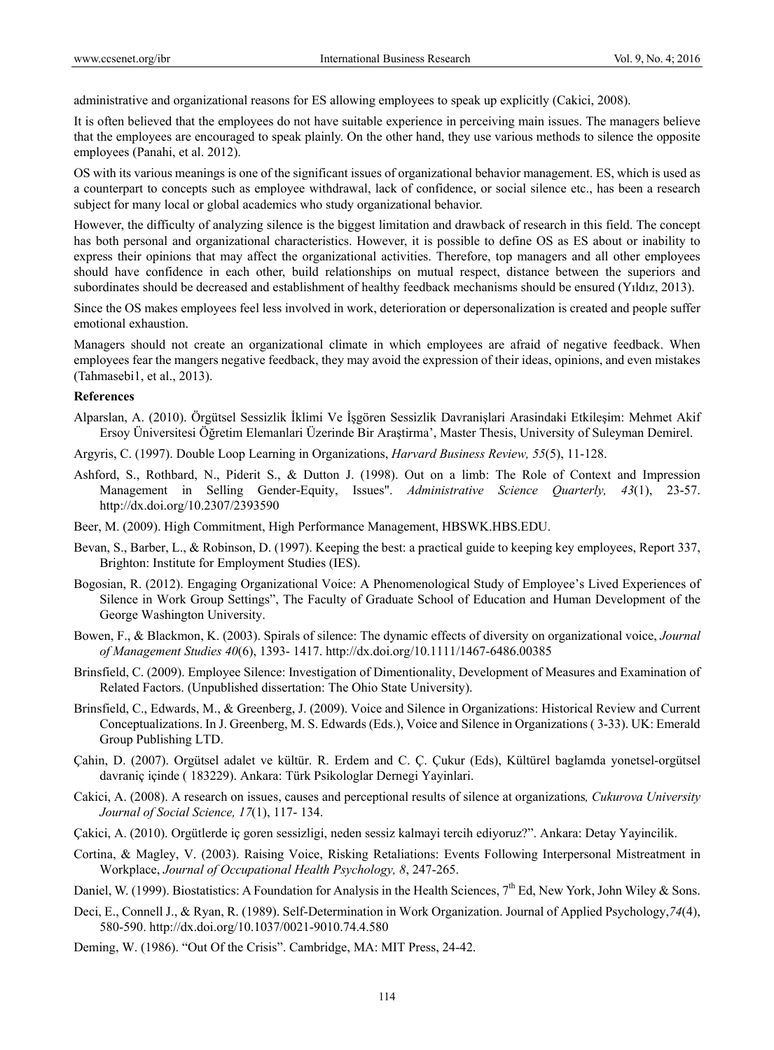administrative and organizational reasons for ES allowing employees to speak up explicitly (Cakici, 2008).

It is often believed that the employees do not have suitable experience in perceiving main issues. The managers believe that the employees are encouraged to speak plainly. On the other hand, they use various methods to silence the opposite employees (Panahi, et al. 2012).

OS with its various meanings is one of the significant issues of organizational behavior management. ES, which is used as a counterpart to concepts such as employee withdrawal, lack of confidence, or social silence etc., has been a research subject for many local or global academics who study organizational behavior.

However, the difficulty of analyzing silence is the biggest limitation and drawback of research in this field. The concept has both personal and organizational characteristics. However, it is possible to define OS as ES about or inability to express their opinions that may affect the organizational activities. Therefore, top managers and all other employees should have confidence in each other, build relationships on mutual respect, distance between the superiors and subordinates should be decreased and establishment of healthy feedback mechanisms should be ensured (Yıldız, 2013).

Since the OS makes employees feel less involved in work, deterioration or depersonalization is created and people suffer emotional exhaustion.

Managers should not create an organizational climate in which employees are afraid of negative feedback. When employees fear the mangers negative feedback, they may avoid the expression of their ideas, opinions, and even mistakes (Tahmasebi1, et al., 2013).

## References

Alparslan, A. (2010). Örgütsel Sessizlik İklimi Ve İşgören Sessizlik Davranişlari Arasindaki Etkileşim: Mehmet Akif Ersoy Üniversitesi Öğretim Elemanlari Üzerinde Bir Araştirma', Master Thesis, University of Suleyman Demirel.

Argyris, C. (1997). Double Loop Learning in Organizations, *Harvard Business Review, 55*(5), 11-128.

Ashford, S., Rothbard, N., Piderit S., & Dutton J. (1998). Out on a limb: The Role of Context and Impression Management in Selling Gender-Equity, Issues". *Administrative Science Quarterly, 43*(1), 23-57. http://dx.doi.org/10.2307/2393590

Beer, M. (2009). High Commitment, High Performance Management, HBSWK.HBS.EDU.

Bevan, S., Barber, L., & Robinson, D. (1997). Keeping the best: a practical guide to keeping key employees, Report 337, Brighton: Institute for Employment Studies (IES).

Bogosian, R. (2012). Engaging Organizational Voice: A Phenomenological Study of Employee's Lived Experiences of Silence in Work Group Settings", The Faculty of Graduate School of Education and Human Development of the George Washington University.

Bowen, F., & Blackmon, K. (2003). Spirals of silence: The dynamic effects of diversity on organizational voice, *Journal of Management Studies 40*(6), 1393- 1417. http://dx.doi.org/10.1111/1467-6486.00385

Brinsfield, C. (2009). Employee Silence: Investigation of Dimentionality, Development of Measures and Examination of Related Factors. (Unpublished dissertation: The Ohio State University).

Brinsfield, C., Edwards, M., & Greenberg, J. (2009). Voice and Silence in Organizations: Historical Review and Current Conceptualizations. In J. Greenberg, M. S. Edwards (Eds.), Voice and Silence in Organizations ( 3-33). UK: Emerald Group Publishing LTD.

Çahin, D. (2007). Orgütsel adalet ve kültür. R. Erdem and C. Ç. Çukur (Eds), Kültürel baglamda yonetsel-orgütsel davraniç içinde ( 183229). Ankara: Türk Psikologlar Dernegi Yayinlari.

Cakici, A. (2008). A research on issues, causes and perceptional results of silence at organizations*, Cukurova University Journal of Social Science, 17*(1), 117- 134.

Çakici, A. (2010). Orgütlerde iç goren sessizligi, neden sessiz kalmayi tercih ediyoruz?". Ankara: Detay Yayincilik.

Cortina, & Magley, V. (2003). Raising Voice, Risking Retaliations: Events Following Interpersonal Mistreatment in Workplace, *Journal of Occupational Health Psychology, 8*, 247-265.

Daniel, W. (1999). Biostatistics: A Foundation for Analysis in the Health Sciences, 7th Ed, New York, John Wiley & Sons.

Deci, E., Connell J., & Ryan, R. (1989). Self-Determination in Work Organization. Journal of Applied Psychology,*74*(4), 580-590. http://dx.doi.org/10.1037/0021-9010.74.4.580

Deming, W. (1986). "Out Of the Crisis". Cambridge, MA: MIT Press, 24-42.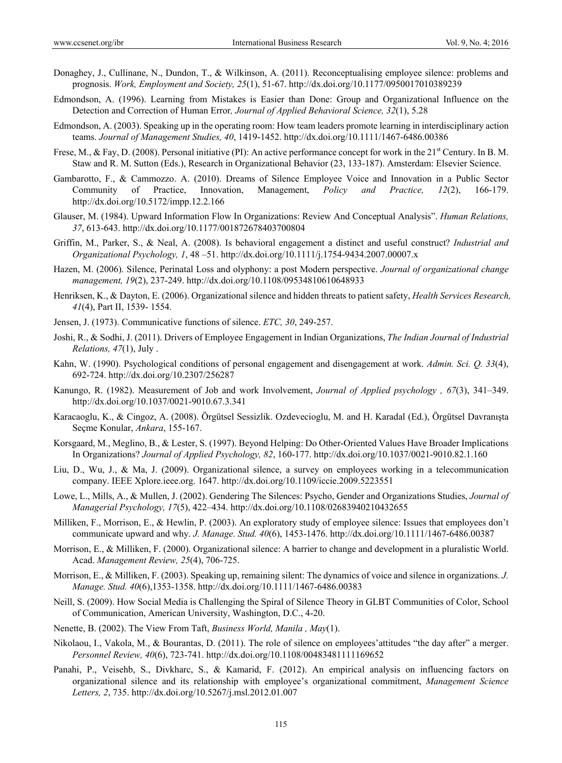Donaghey, J., Cullinane, N., Dundon, T., & Wilkinson, A. (2011). Reconceptualising employee silence: problems and prognosis. *Work, Employment and Society, 25*(1), 51-67. http://dx.doi.org/10.1177/0950017010389239

Edmondson, A. (1996). Learning from Mistakes is Easier than Done: Group and Organizational Influence on the Detection and Correction of Human Error*, Journal of Applied Behavioral Science, 32*(1), 5.28

Edmondson, A. (2003). Speaking up in the operating room: How team leaders promote learning in interdisciplinary action teams. *Journal of Management Studies, 40*, 1419-1452. http://dx.doi.org/10.1111/1467-6486.00386

Frese, M., & Fay, D. (2008). Personal initiative (PI): An active performance concept for work in the 21st Century. In B. M. Staw and R. M. Sutton (Eds.), Research in Organizational Behavior (23, 133-187). Amsterdam: Elsevier Science.

Gambarotto, F., & Cammozzo. A. (2010). Dreams of Silence Employee Voice and Innovation in a Public Sector Community of Practice, Innovation, Management, *Policy and Practice, 12*(2), 166-179. http://dx.doi.org/10.5172/impp.12.2.166

Glauser, M. (1984). Upward Information Flow In Organizations: Review And Conceptual Analysis". *Human Relations, 37*, 613-643. http://dx.doi.org/10.1177/001872678403700804

Griffin, M., Parker, S., & Neal, A. (2008). Is behavioral engagement a distinct and useful construct? *Industrial and Organizational Psychology, 1*, 48 –51. http://dx.doi.org/10.1111/j.1754-9434.2007.00007.x

Hazen, M. (2006). Silence, Perinatal Loss and olyphony: a post Modern perspective. *Journal of organizational change management, 19*(2), 237-249. http://dx.doi.org/10.1108/09534810610648933

Henriksen, K., & Dayton, E. (2006). Organizational silence and hidden threats to patient safety, *Health Services Research, 41*(4), Part II, 1539- 1554.

Jensen, J. (1973). Communicative functions of silence. *ETC, 30*, 249-257.

Joshi, R., & Sodhi, J. (2011). Drivers of Employee Engagement in Indian Organizations, *The Indian Journal of Industrial Relations, 47*(1), July .

Kahn, W. (1990). Psychological conditions of personal engagement and disengagement at work. *Admin. Sci. Q. 33*(4), 692-724. http://dx.doi.org/10.2307/256287

Kanungo, R. (1982). Measurement of Job and work Involvement, *Journal of Applied psychology , 67*(3), 341–349. http://dx.doi.org/10.1037/0021-9010.67.3.341

Karacaoglu, K., & Cingoz, A. (2008). Örgütsel Sessizlik. Ozdevecioglu, M. and H. Karadal (Ed.), Örgütsel Davranışta Seçme Konular, *Ankara*, 155-167.

Korsgaard, M., Meglino, B., & Lester, S. (1997). Beyond Helping: Do Other-Oriented Values Have Broader Implications In Organizations? *Journal of Applied Psychology, 82*, 160-177. http://dx.doi.org/10.1037/0021-9010.82.1.160

Liu, D., Wu, J., & Ma, J. (2009). Organizational silence, a survey on employees working in a telecommunication company. IEEE Xplore.ieee.org. 1647. http://dx.doi.org/10.1109/iccie.2009.5223551

Lowe, L., Mills, A., & Mullen, J. (2002). Gendering The Silences: Psycho, Gender and Organizations Studies, *Journal of Managerial Psychology, 17*(5), 422–434. http://dx.doi.org/10.1108/02683940210432655

Milliken, F., Morrison, E., & Hewlin, P. (2003). An exploratory study of employee silence: Issues that employees don't communicate upward and why. *J. Manage. Stud. 40*(6), 1453-1476. http://dx.doi.org/10.1111/1467-6486.00387

Morrison, E., & Milliken, F. (2000). Organizational silence: A barrier to change and development in a pluralistic World. Acad. *Management Review, 25*(4), 706-725.

Morrison, E., & Milliken, F. (2003). Speaking up, remaining silent: The dynamics of voice and silence in organizations. *J. Manage. Stud. 40*(6),1353-1358. http://dx.doi.org/10.1111/1467-6486.00383

Neill, S. (2009). How Social Media is Challenging the Spiral of Silence Theory in GLBT Communities of Color, School of Communication, American University, Washington, D.C., 4-20.

Nenette, B. (2002). The View From Taft, *Business World, Manila , May*(1).

Nikolaou, I., Vakola, M., & Bourantas, D. (2011). The role of silence on employees'attitudes "the day after" a merger. *Personnel Review, 40*(6), 723-741. http://dx.doi.org/10.1108/00483481111169652

Panahi, P., Veisehb, S., Divkharc, S., & Kamarid, F. (2012). An empirical analysis on influencing factors on organizational silence and its relationship with employee's organizational commitment, *Management Science Letters, 2*, 735. http://dx.doi.org/10.5267/j.msl.2012.01.007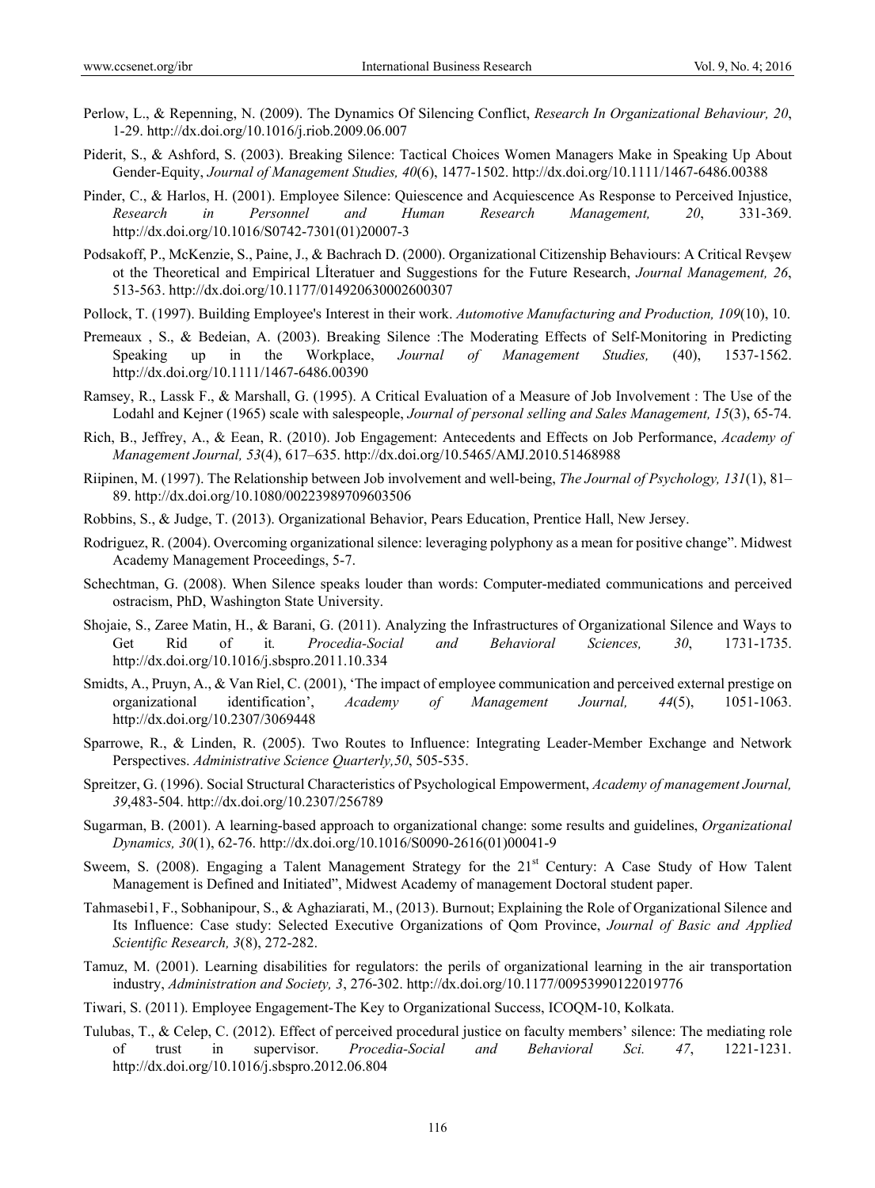Perlow, L., & Repenning, N. (2009). The Dynamics Of Silencing Conflict, *Research In Organizational Behaviour, 20*, 1-29. http://dx.doi.org/10.1016/j.riob.2009.06.007

Piderit, S., & Ashford, S. (2003). Breaking Silence: Tactical Choices Women Managers Make in Speaking Up About Gender-Equity, *Journal of Management Studies, 40*(6), 1477-1502. http://dx.doi.org/10.1111/1467-6486.00388

Pinder, C., & Harlos, H. (2001). Employee Silence: Quiescence and Acquiescence As Response to Perceived Injustice, *Research in Personnel and Human Research Management, 20*, 331-369. http://dx.doi.org/10.1016/S0742-7301(01)20007-3

Podsakoff, P., McKenzie, S., Paine, J., & Bachrach D. (2000). Organizational Citizenship Behaviours: A Critical Revşew ot the Theoretical and Empirical Lİteratuer and Suggestions for the Future Research, *Journal Management, 26*, 513-563. http://dx.doi.org/10.1177/014920630002600307

Pollock, T. (1997). Building Employee's Interest in their work. *Automotive Manufacturing and Production, 109*(10), 10.

Premeaux , S., & Bedeian, A. (2003). Breaking Silence :The Moderating Effects of Self-Monitoring in Predicting Speaking up in the Workplace, *Journal of Management Studies,* (40), 1537-1562. http://dx.doi.org/10.1111/1467-6486.00390

Ramsey, R., Lassk F., & Marshall, G. (1995). A Critical Evaluation of a Measure of Job Involvement : The Use of the Lodahl and Kejner (1965) scale with salespeople, *Journal of personal selling and Sales Management, 15*(3), 65-74.

Rich, B., Jeffrey, A., & Eean, R. (2010). Job Engagement: Antecedents and Effects on Job Performance, *Academy of Management Journal, 53*(4), 617–635. http://dx.doi.org/10.5465/AMJ.2010.51468988

Riipinen, M. (1997). The Relationship between Job involvement and well-being, *The Journal of Psychology, 131*(1), 81–89. http://dx.doi.org/10.1080/00223989709603506

Robbins, S., & Judge, T. (2013). Organizational Behavior, Pears Education, Prentice Hall, New Jersey.

Rodriguez, R. (2004). Overcoming organizational silence: leveraging polyphony as a mean for positive change". Midwest Academy Management Proceedings, 5-7.

Schechtman, G. (2008). When Silence speaks louder than words: Computer-mediated communications and perceived ostracism, PhD, Washington State University.

Shojaie, S., Zaree Matin, H., & Barani, G. (2011). Analyzing the Infrastructures of Organizational Silence and Ways to Get Rid of it. *Procedia-Social and Behavioral Sciences, 30*, 1731-1735. http://dx.doi.org/10.1016/j.sbspro.2011.10.334

Smidts, A., Pruyn, A., & Van Riel, C. (2001), 'The impact of employee communication and perceived external prestige on organizational identification', *Academy of Management Journal, 44*(5), 1051-1063. http://dx.doi.org/10.2307/3069448

Sparrowe, R., & Linden, R. (2005). Two Routes to Influence: Integrating Leader-Member Exchange and Network Perspectives. *Administrative Science Quarterly,50*, 505-535.

Spreitzer, G. (1996). Social Structural Characteristics of Psychological Empowerment, *Academy of management Journal, 39*,483-504. http://dx.doi.org/10.2307/256789

Sugarman, B. (2001). A learning-based approach to organizational change: some results and guidelines, *Organizational Dynamics, 30*(1), 62-76. http://dx.doi.org/10.1016/S0090-2616(01)00041-9

Sweem, S. (2008). Engaging a Talent Management Strategy for the 21st Century: A Case Study of How Talent Management is Defined and Initiated", Midwest Academy of management Doctoral student paper.

Tahmasebi1, F., Sobhanipour, S., & Aghaziarati, M., (2013). Burnout; Explaining the Role of Organizational Silence and Its Influence: Case study: Selected Executive Organizations of Qom Province, *Journal of Basic and Applied Scientific Research, 3*(8), 272-282.

Tamuz, M. (2001). Learning disabilities for regulators: the perils of organizational learning in the air transportation industry, *Administration and Society, 3*, 276-302. http://dx.doi.org/10.1177/00953990122019776

Tiwari, S. (2011). Employee Engagement-The Key to Organizational Success, ICOQM-10, Kolkata.

Tulubas, T., & Celep, C. (2012). Effect of perceived procedural justice on faculty members' silence: The mediating role of trust in supervisor. *Procedia-Social and Behavioral Sci. 47*, 1221-1231. http://dx.doi.org/10.1016/j.sbspro.2012.06.804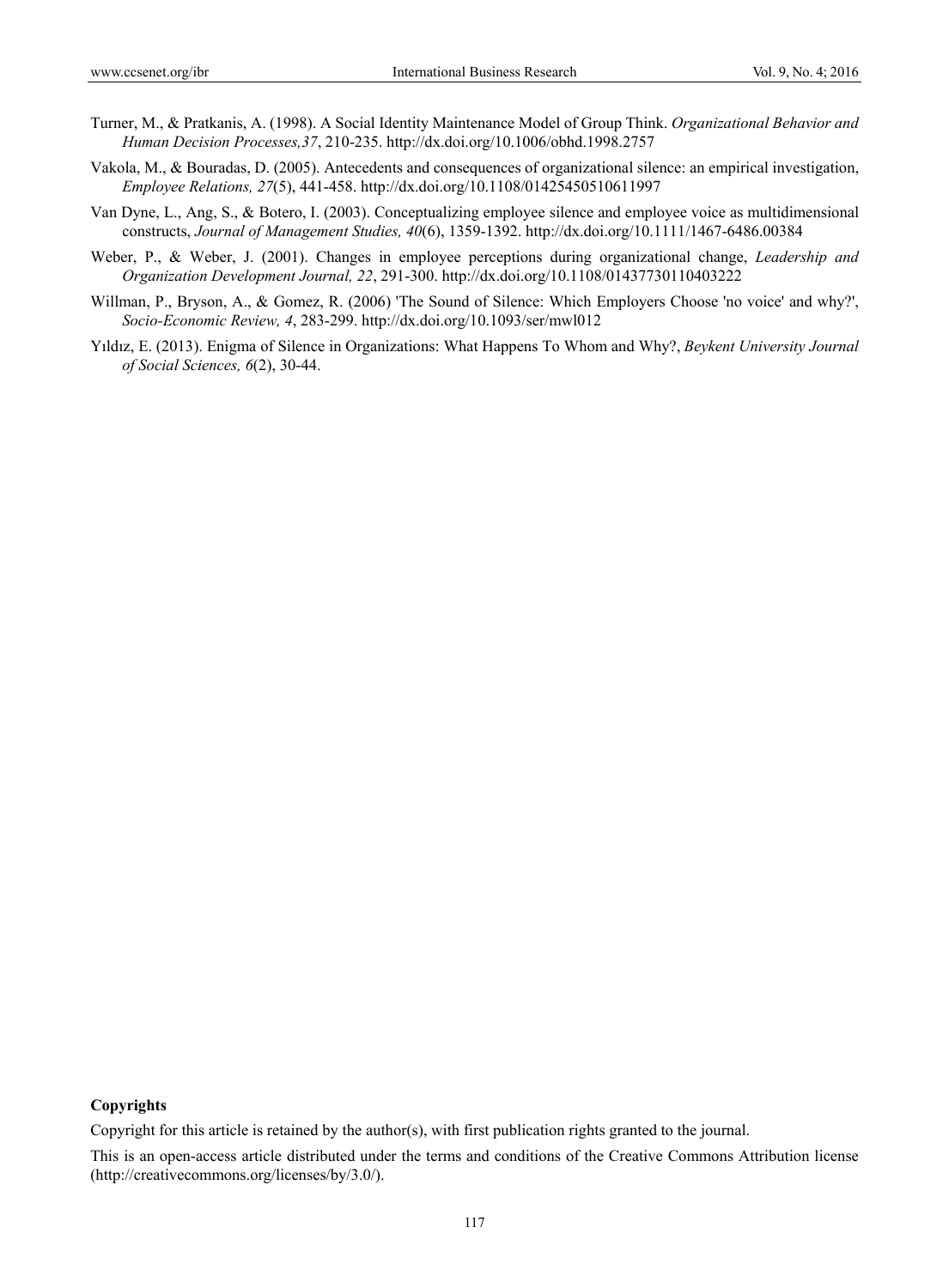Turner, M., & Pratkanis, A. (1998). A Social Identity Maintenance Model of Group Think. *Organizational Behavior and Human Decision Processes,37*, 210-235. http://dx.doi.org/10.1006/obhd.1998.2757

Vakola, M., & Bouradas, D. (2005). Antecedents and consequences of organizational silence: an empirical investigation, *Employee Relations, 27*(5), 441-458. http://dx.doi.org/10.1108/01425450510611997

Van Dyne, L., Ang, S., & Botero, I. (2003). Conceptualizing employee silence and employee voice as multidimensional constructs, *Journal of Management Studies, 40*(6), 1359-1392. http://dx.doi.org/10.1111/1467-6486.00384

Weber, P., & Weber, J. (2001). Changes in employee perceptions during organizational change, *Leadership and Organization Development Journal, 22*, 291-300. http://dx.doi.org/10.1108/01437730110403222

Willman, P., Bryson, A., & Gomez, R. (2006) 'The Sound of Silence: Which Employers Choose 'no voice' and why?', *Socio-Economic Review, 4*, 283-299. http://dx.doi.org/10.1093/ser/mwl012

Yıldız, E. (2013). Enigma of Silence in Organizations: What Happens To Whom and Why?, *Beykent University Journal of Social Sciences, 6*(2), 30-44.

**Copyrights**

Copyright for this article is retained by the author(s), with first publication rights granted to the journal.

This is an open-access article distributed under the terms and conditions of the Creative Commons Attribution license (http://creativecommons.org/licenses/by/3.0/).